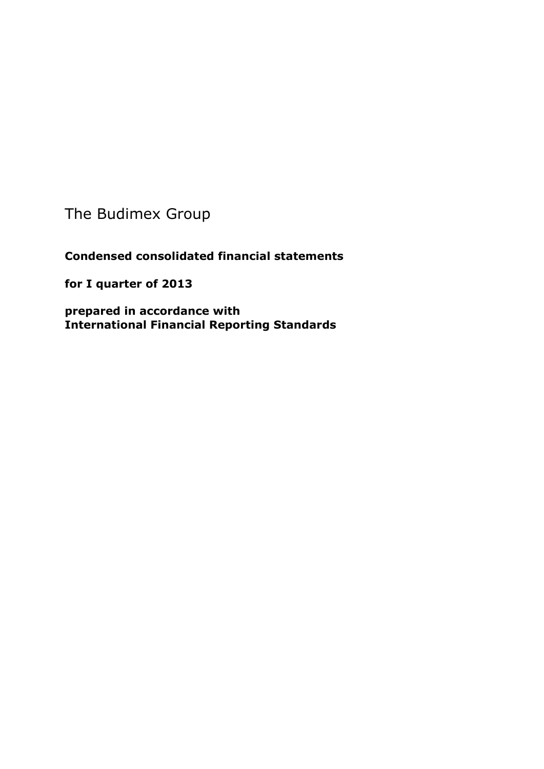# The Budimex Group

**Condensed consolidated financial statements**

**for I quarter of 2013**

**prepared in accordance with International Financial Reporting Standards**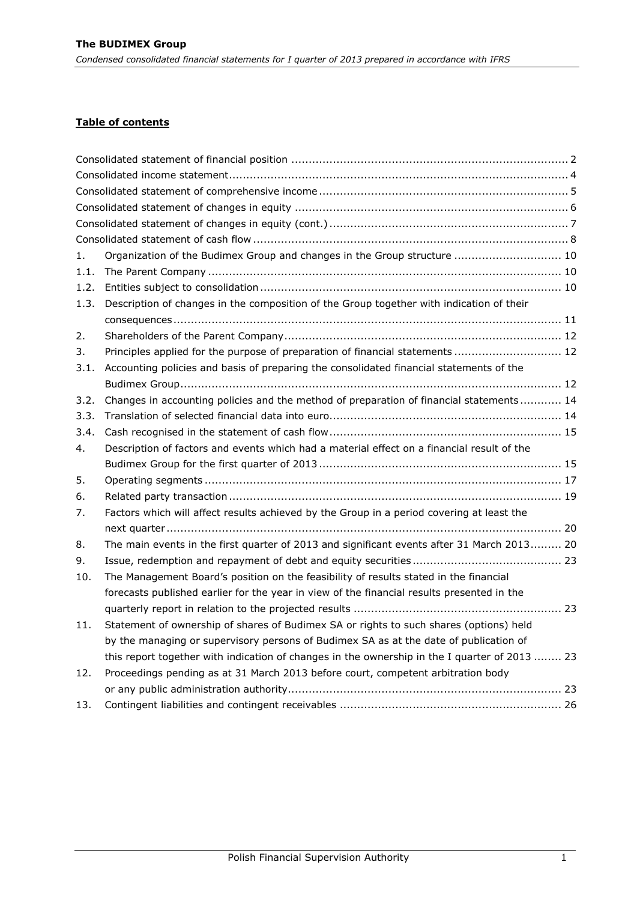## Table of contents

| | | |
|---|---|---|
| Consolidated statement of financial position | | 2 |
| Consolidated income statement | | 4 |
| Consolidated statement of comprehensive income | | 5 |
| Consolidated statement of changes in equity | | 6 |
| Consolidated statement of changes in equity (cont.) | | 7 |
| Consolidated statement of cash flow | | 8 |
| 1. | Organization of the Budimex Group and changes in the Group structure | 10 |
| 1.1. | The Parent Company | 10 |
| 1.2. | Entities subject to consolidation | 10 |
| 1.3. | Description of changes in the composition of the Group together with indication of their consequences | 11 |
| 2. | Shareholders of the Parent Company | 12 |
| 3. | Principles applied for the purpose of preparation of financial statements | 12 |
| 3.1. | Accounting policies and basis of preparing the consolidated financial statements of the Budimex Group | 12 |
| 3.2. | Changes in accounting policies and the method of preparation of financial statements | 14 |
| 3.3. | Translation of selected financial data into euro | 14 |
| 3.4. | Cash recognised in the statement of cash flow | 15 |
| 4. | Description of factors and events which had a material effect on a financial result of the Budimex Group for the first quarter of 2013 | 15 |
| 5. | Operating segments | 17 |
| 6. | Related party transaction | 19 |
| 7. | Factors which will affect results achieved by the Group in a period covering at least the next quarter | 20 |
| 8. | The main events in the first quarter of 2013 and significant events after 31 March 2013 | 20 |
| 9. | Issue, redemption and repayment of debt and equity securities | 23 |
| 10. | The Management Board's position on the feasibility of results stated in the financial forecasts published earlier for the year in view of the financial results presented in the quarterly report in relation to the projected results | 23 |
| 11. | Statement of ownership of shares of Budimex SA or rights to such shares (options) held by the managing or supervisory persons of Budimex SA as at the date of publication of this report together with indication of changes in the ownership in the I quarter of 2013 | 23 |
| 12. | Proceedings pending as at 31 March 2013 before court, competent arbitration body or any public administration authority | 23 |
| 13. | Contingent liabilities and contingent receivables | 26 |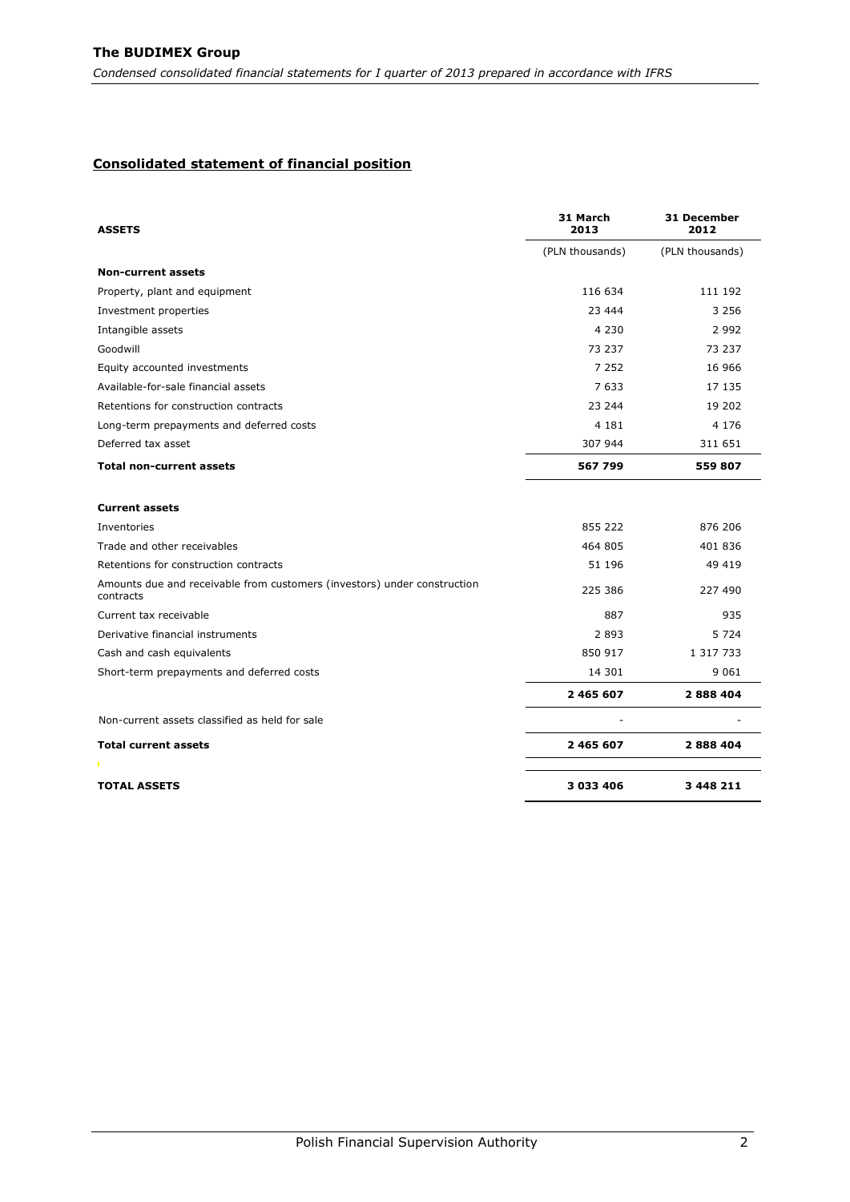## Consolidated statement of financial position

| ASSETS | 31 March 2013 | 31 December 2012 |
|---|---|---|
| | (PLN thousands) | (PLN thousands) |
| **Non-current assets** | | |
| Property, plant and equipment | 116 634 | 111 192 |
| Investment properties | 23 444 | 3 256 |
| Intangible assets | 4 230 | 2 992 |
| Goodwill | 73 237 | 73 237 |
| Equity accounted investments | 7 252 | 16 966 |
| Available-for-sale financial assets | 7 633 | 17 135 |
| Retentions for construction contracts | 23 244 | 19 202 |
| Long-term prepayments and deferred costs | 4 181 | 4 176 |
| Deferred tax asset | 307 944 | 311 651 |
| **Total non-current assets** | **567 799** | **559 807** |
| | | |
| **Current assets** | | |
| Inventories | 855 222 | 876 206 |
| Trade and other receivables | 464 805 | 401 836 |
| Retentions for construction contracts | 51 196 | 49 419 |
| Amounts due and receivable from customers (investors) under construction contracts | 225 386 | 227 490 |
| Current tax receivable | 887 | 935 |
| Derivative financial instruments | 2 893 | 5 724 |
| Cash and cash equivalents | 850 917 | 1 317 733 |
| Short-term prepayments and deferred costs | 14 301 | 9 061 |
| | **2 465 607** | **2 888 404** |
| Non-current assets classified as held for sale | - | - |
| **Total current assets** | **2 465 607** | **2 888 404** |
| | | |
| **TOTAL ASSETS** | **3 033 406** | **3 448 211** |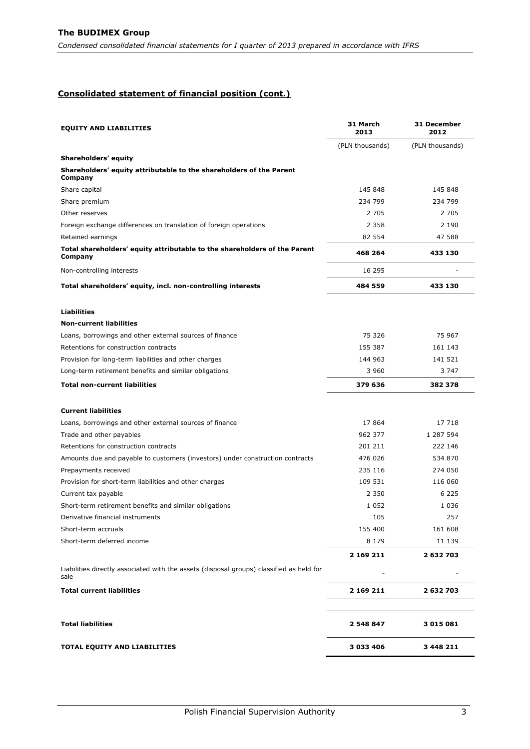## Consolidated statement of financial position (cont.)

| EQUITY AND LIABILITIES | 31 March 2013 | 31 December 2012 |
|---|---|---|
| | (PLN thousands) | (PLN thousands) |
| **Shareholders' equity** | | |
| **Shareholders' equity attributable to the shareholders of the Parent Company** | | |
| Share capital | 145 848 | 145 848 |
| Share premium | 234 799 | 234 799 |
| Other reserves | 2 705 | 2 705 |
| Foreign exchange differences on translation of foreign operations | 2 358 | 2 190 |
| Retained earnings | 82 554 | 47 588 |
| **Total shareholders' equity attributable to the shareholders of the Parent Company** | **468 264** | **433 130** |
| Non-controlling interests | 16 295 | - |
| **Total shareholders' equity, incl. non-controlling interests** | **484 559** | **433 130** |
| | | |
| **Liabilities** | | |
| **Non-current liabilities** | | |
| Loans, borrowings and other external sources of finance | 75 326 | 75 967 |
| Retentions for construction contracts | 155 387 | 161 143 |
| Provision for long-term liabilities and other charges | 144 963 | 141 521 |
| Long-term retirement benefits and similar obligations | 3 960 | 3 747 |
| **Total non-current liabilities** | **379 636** | **382 378** |
| | | |
| **Current liabilities** | | |
| Loans, borrowings and other external sources of finance | 17 864 | 17 718 |
| Trade and other payables | 962 377 | 1 287 594 |
| Retentions for construction contracts | 201 211 | 222 146 |
| Amounts due and payable to customers (investors) under construction contracts | 476 026 | 534 870 |
| Prepayments received | 235 116 | 274 050 |
| Provision for short-term liabilities and other charges | 109 531 | 116 060 |
| Current tax payable | 2 350 | 6 225 |
| Short-term retirement benefits and similar obligations | 1 052 | 1 036 |
| Derivative financial instruments | 105 | 257 |
| Short-term accruals | 155 400 | 161 608 |
| Short-term deferred income | 8 179 | 11 139 |
| | **2 169 211** | **2 632 703** |
| Liabilities directly associated with the assets (disposal groups) classified as held for sale | - | - |
| **Total current liabilities** | **2 169 211** | **2 632 703** |
| | | |
| **Total liabilities** | **2 548 847** | **3 015 081** |
| **TOTAL EQUITY AND LIABILITIES** | **3 033 406** | **3 448 211** |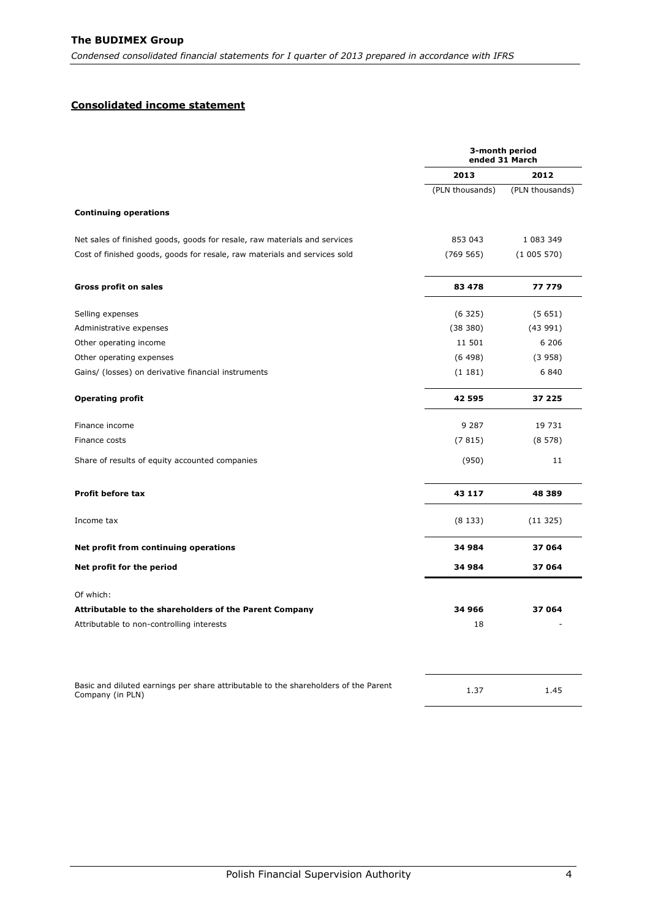## Consolidated income statement

| | 3-month period ended 31 March | |
|---|---|---|
| | 2013 | 2012 |
| | (PLN thousands) | (PLN thousands) |
| **Continuing operations** | | |
| Net sales of finished goods, goods for resale, raw materials and services | 853 043 | 1 083 349 |
| Cost of finished goods, goods for resale, raw materials and services sold | (769 565) | (1 005 570) |
| **Gross profit on sales** | **83 478** | **77 779** |
| Selling expenses | (6 325) | (5 651) |
| Administrative expenses | (38 380) | (43 991) |
| Other operating income | 11 501 | 6 206 |
| Other operating expenses | (6 498) | (3 958) |
| Gains/ (losses) on derivative financial instruments | (1 181) | 6 840 |
| **Operating profit** | **42 595** | **37 225** |
| Finance income | 9 287 | 19 731 |
| Finance costs | (7 815) | (8 578) |
| Share of results of equity accounted companies | (950) | 11 |
| **Profit before tax** | **43 117** | **48 389** |
| Income tax | (8 133) | (11 325) |
| **Net profit from continuing operations** | **34 984** | **37 064** |
| **Net profit for the period** | **34 984** | **37 064** |
| Of which: | | |
| **Attributable to the shareholders of the Parent Company** | **34 966** | **37 064** |
| Attributable to non-controlling interests | 18 | - |
| Basic and diluted earnings per share attributable to the shareholders of the Parent Company (in PLN) | 1.37 | 1.45 |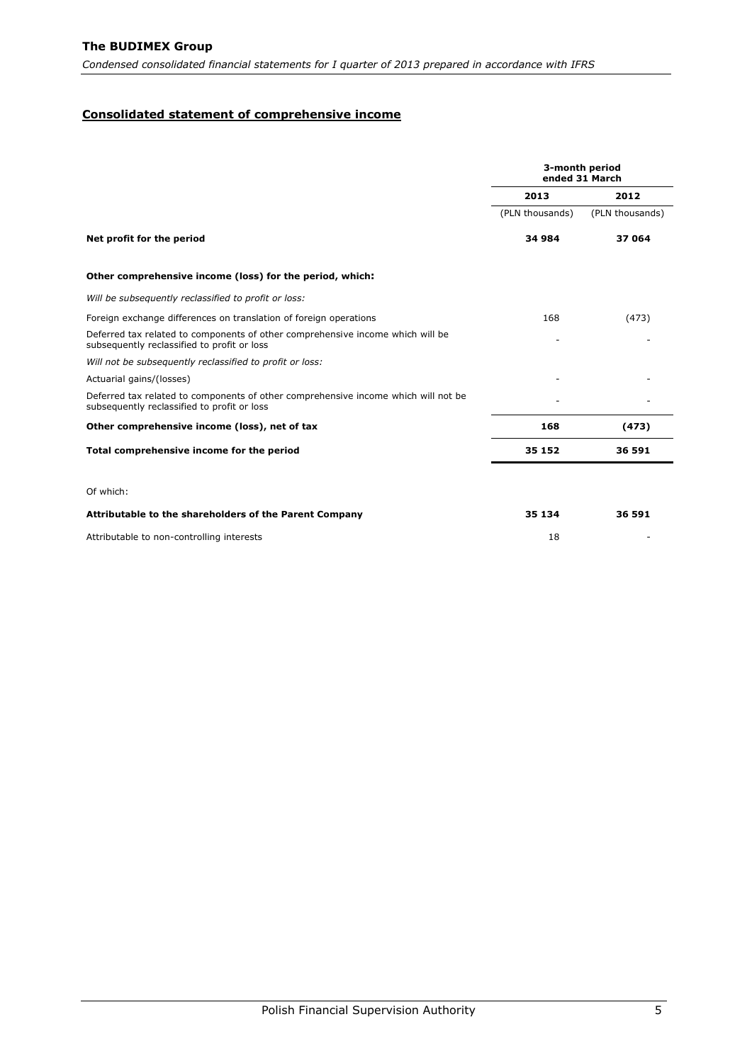## Consolidated statement of comprehensive income

| | 3-month period ended 31 March | |
|---|---|---|
| | 2013 | 2012 |
| | (PLN thousands) | (PLN thousands) |
| **Net profit for the period** | **34 984** | **37 064** |
| **Other comprehensive income (loss) for the period, which:** | | |
| *Will be subsequently reclassified to profit or loss:* | | |
| Foreign exchange differences on translation of foreign operations | 168 | (473) |
| Deferred tax related to components of other comprehensive income which will be subsequently reclassified to profit or loss | - | - |
| *Will not be subsequently reclassified to profit or loss:* | | |
| Actuarial gains/(losses) | - | - |
| Deferred tax related to components of other comprehensive income which will not be subsequently reclassified to profit or loss | - | - |
| **Other comprehensive income (loss), net of tax** | **168** | **(473)** |
| **Total comprehensive income for the period** | **35 152** | **36 591** |
| Of which: | | |
| **Attributable to the shareholders of the Parent Company** | **35 134** | **36 591** |
| Attributable to non-controlling interests | 18 | - |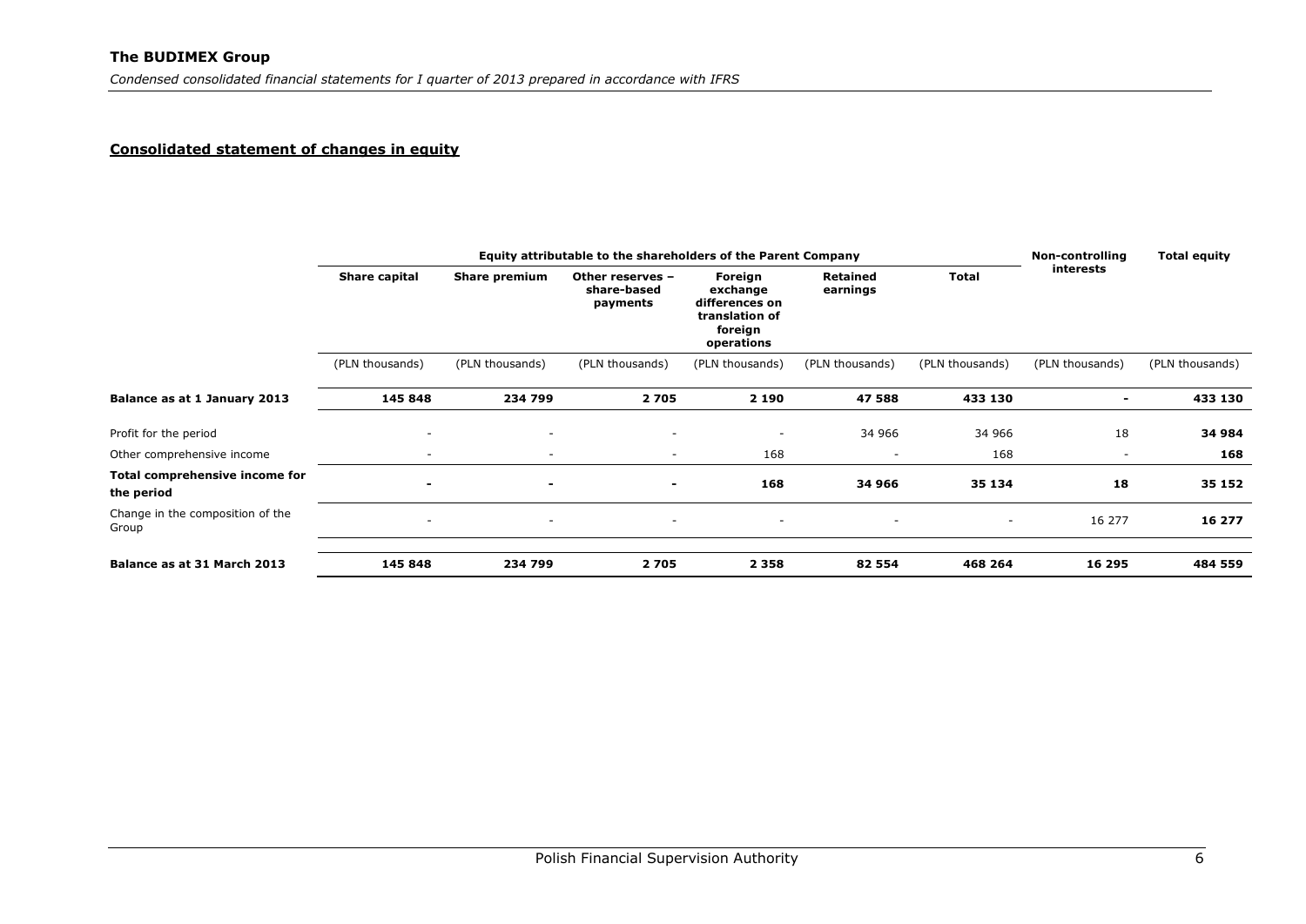## Consolidated statement of changes in equity

| | Equity attributable to the shareholders of the Parent Company | | | | | | Non-controlling interests | Total equity |
|---|---|---|---|---|---|---|---|---|
| | Share capital | Share premium | Other reserves – share-based payments | Foreign exchange differences on translation of foreign operations | Retained earnings | Total | | |
| | (PLN thousands) | (PLN thousands) | (PLN thousands) | (PLN thousands) | (PLN thousands) | (PLN thousands) | (PLN thousands) | (PLN thousands) |
| **Balance as at 1 January 2013** | **145 848** | **234 799** | **2 705** | **2 190** | **47 588** | **433 130** | **-** | **433 130** |
| Profit for the period | - | - | - | - | 34 966 | 34 966 | 18 | **34 984** |
| Other comprehensive income | - | - | - | 168 | - | 168 | - | **168** |
| **Total comprehensive income for the period** | **-** | **-** | **-** | **168** | **34 966** | **35 134** | **18** | **35 152** |
| Change in the composition of the Group | - | - | - | - | - | - | 16 277 | **16 277** |
| **Balance as at 31 March 2013** | **145 848** | **234 799** | **2 705** | **2 358** | **82 554** | **468 264** | **16 295** | **484 559** |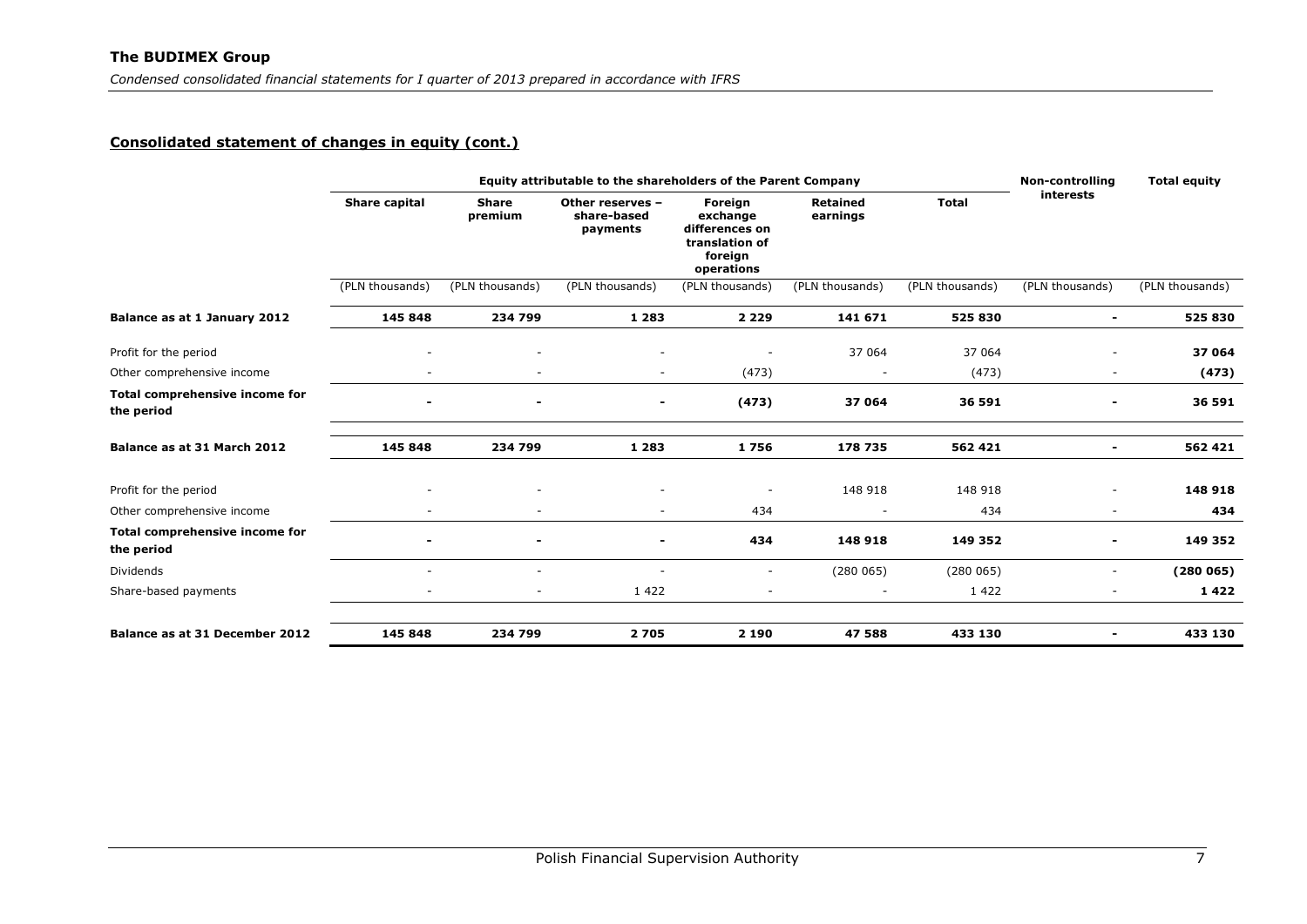## Consolidated statement of changes in equity (cont.)

| | Equity attributable to the shareholders of the Parent Company | | | | | | Non-controlling interests | Total equity |
|---|---|---|---|---|---|---|---|---|
| | Share capital | Share premium | Other reserves – share-based payments | Foreign exchange differences on translation of foreign operations | Retained earnings | Total | | |
| | (PLN thousands) | (PLN thousands) | (PLN thousands) | (PLN thousands) | (PLN thousands) | (PLN thousands) | (PLN thousands) | (PLN thousands) |
| **Balance as at 1 January 2012** | **145 848** | **234 799** | **1 283** | **2 229** | **141 671** | **525 830** | **-** | **525 830** |
| Profit for the period | - | - | - | - | 37 064 | 37 064 | - | **37 064** |
| Other comprehensive income | - | - | - | (473) | - | (473) | - | **(473)** |
| **Total comprehensive income for the period** | **-** | **-** | **-** | **(473)** | **37 064** | **36 591** | **-** | **36 591** |
| **Balance as at 31 March 2012** | **145 848** | **234 799** | **1 283** | **1 756** | **178 735** | **562 421** | **-** | **562 421** |
| Profit for the period | - | - | - | - | 148 918 | 148 918 | - | **148 918** |
| Other comprehensive income | - | - | - | 434 | - | 434 | - | **434** |
| **Total comprehensive income for the period** | **-** | **-** | **-** | **434** | **148 918** | **149 352** | **-** | **149 352** |
| Dividends | - | - | - | - | (280 065) | (280 065) | - | **(280 065)** |
| Share-based payments | - | - | 1 422 | - | - | 1 422 | - | **1 422** |
| **Balance as at 31 December 2012** | **145 848** | **234 799** | **2 705** | **2 190** | **47 588** | **433 130** | **-** | **433 130** |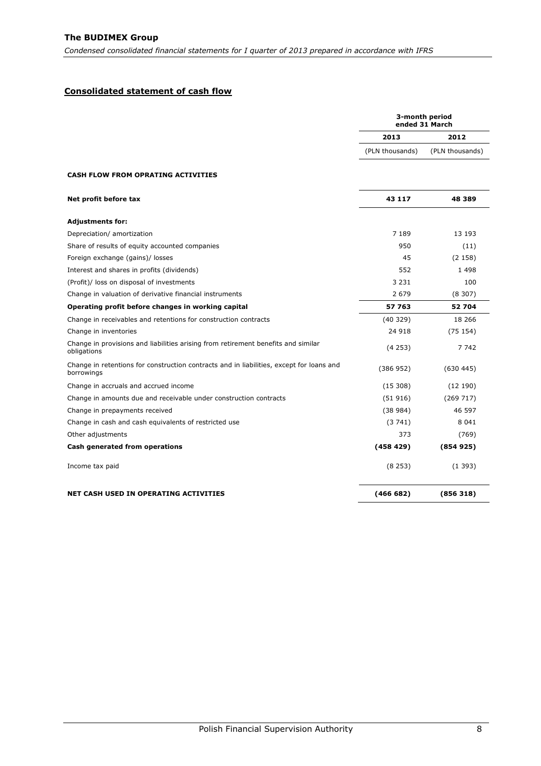## Consolidated statement of cash flow

| | 3-month period ended 31 March | |
|---|---|---|
| | 2013 | 2012 |
| | (PLN thousands) | (PLN thousands) |
| **CASH FLOW FROM OPRATING ACTIVITIES** | | |
| **Net profit before tax** | **43 117** | **48 389** |
| **Adjustments for:** | | |
| Depreciation/ amortization | 7 189 | 13 193 |
| Share of results of equity accounted companies | 950 | (11) |
| Foreign exchange (gains)/ losses | 45 | (2 158) |
| Interest and shares in profits (dividends) | 552 | 1 498 |
| (Profit)/ loss on disposal of investments | 3 231 | 100 |
| Change in valuation of derivative financial instruments | 2 679 | (8 307) |
| **Operating profit before changes in working capital** | **57 763** | **52 704** |
| Change in receivables and retentions for construction contracts | (40 329) | 18 266 |
| Change in inventories | 24 918 | (75 154) |
| Change in provisions and liabilities arising from retirement benefits and similar obligations | (4 253) | 7 742 |
| Change in retentions for construction contracts and in liabilities, except for loans and borrowings | (386 952) | (630 445) |
| Change in accruals and accrued income | (15 308) | (12 190) |
| Change in amounts due and receivable under construction contracts | (51 916) | (269 717) |
| Change in prepayments received | (38 984) | 46 597 |
| Change in cash and cash equivalents of restricted use | (3 741) | 8 041 |
| Other adjustments | 373 | (769) |
| **Cash generated from operations** | **(458 429)** | **(854 925)** |
| Income tax paid | (8 253) | (1 393) |
| **NET CASH USED IN OPERATING ACTIVITIES** | **(466 682)** | **(856 318)** |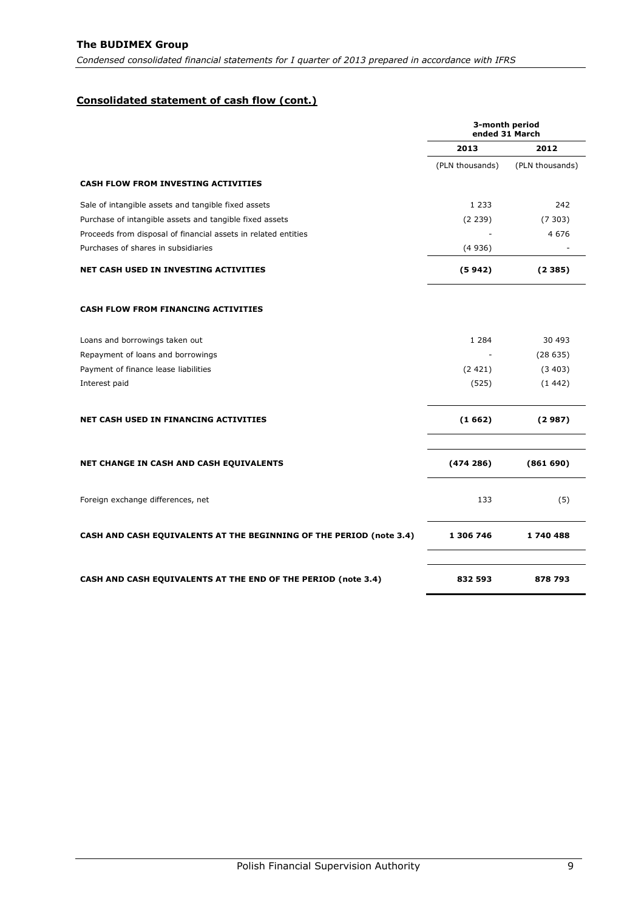## Consolidated statement of cash flow (cont.)

| | 3-month period ended 31 March | |
|---|---|---|
| | 2013 | 2012 |
| | (PLN thousands) | (PLN thousands) |
| **CASH FLOW FROM INVESTING ACTIVITIES** | | |
| Sale of intangible assets and tangible fixed assets | 1 233 | 242 |
| Purchase of intangible assets and tangible fixed assets | (2 239) | (7 303) |
| Proceeds from disposal of financial assets in related entities | - | 4 676 |
| Purchases of shares in subsidiaries | (4 936) | - |
| **NET CASH USED IN INVESTING ACTIVITIES** | **(5 942)** | **(2 385)** |
| **CASH FLOW FROM FINANCING ACTIVITIES** | | |
| Loans and borrowings taken out | 1 284 | 30 493 |
| Repayment of loans and borrowings | - | (28 635) |
| Payment of finance lease liabilities | (2 421) | (3 403) |
| Interest paid | (525) | (1 442) |
| **NET CASH USED IN FINANCING ACTIVITIES** | **(1 662)** | **(2 987)** |
| **NET CHANGE IN CASH AND CASH EQUIVALENTS** | **(474 286)** | **(861 690)** |
| Foreign exchange differences, net | 133 | (5) |
| **CASH AND CASH EQUIVALENTS AT THE BEGINNING OF THE PERIOD (note 3.4)** | **1 306 746** | **1 740 488** |
| **CASH AND CASH EQUIVALENTS AT THE END OF THE PERIOD (note 3.4)** | **832 593** | **878 793** |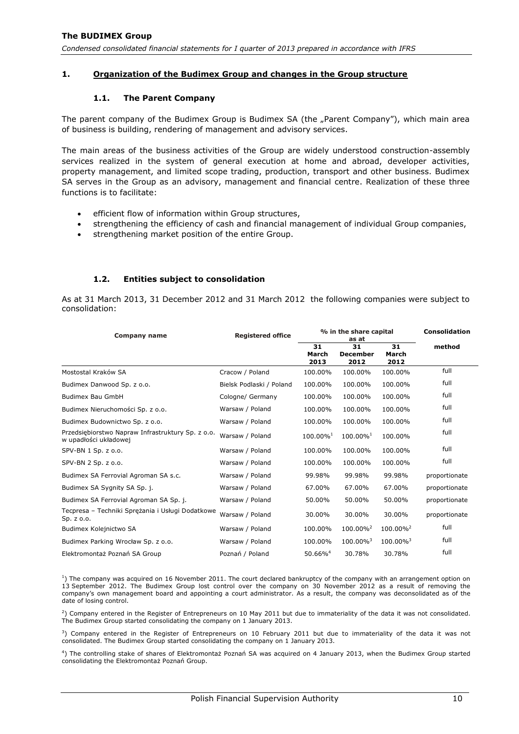## 1. Organization of the Budimex Group and changes in the Group structure

### 1.1. The Parent Company

The parent company of the Budimex Group is Budimex SA (the „Parent Company"), which main area of business is building, rendering of management and advisory services.

The main areas of the business activities of the Group are widely understood construction-assembly services realized in the system of general execution at home and abroad, developer activities, property management, and limited scope trading, production, transport and other business. Budimex SA serves in the Group as an advisory, management and financial centre. Realization of these three functions is to facilitate:

- efficient flow of information within Group structures,
- strengthening the efficiency of cash and financial management of individual Group companies,
- strengthening market position of the entire Group.

### 1.2. Entities subject to consolidation

As at 31 March 2013, 31 December 2012 and 31 March 2012 the following companies were subject to consolidation:

| Company name | Registered office | % in the share capital as at | | | Consolidation method |
|---|---|---|---|---|---|
| | | 31 March 2013 | 31 December 2012 | 31 March 2012 | |
| Mostostal Kraków SA | Cracow / Poland | 100.00% | 100.00% | 100.00% | full |
| Budimex Danwood Sp. z o.o. | Bielsk Podlaski / Poland | 100.00% | 100.00% | 100.00% | full |
| Budimex Bau GmbH | Cologne/ Germany | 100.00% | 100.00% | 100.00% | full |
| Budimex Nieruchomości Sp. z o.o. | Warsaw / Poland | 100.00% | 100.00% | 100.00% | full |
| Budimex Budownictwo Sp. z o.o. | Warsaw / Poland | 100.00% | 100.00% | 100.00% | full |
| Przedsiębiorstwo Napraw Infrastruktury Sp. z o.o. w upadłości układowej | Warsaw / Poland | 100.00%[1] | 100.00%[1] | 100.00% | full |
| SPV-BN 1 Sp. z o.o. | Warsaw / Poland | 100.00% | 100.00% | 100.00% | full |
| SPV-BN 2 Sp. z o.o. | Warsaw / Poland | 100.00% | 100.00% | 100.00% | full |
| Budimex SA Ferrovial Agroman SA s.c. | Warsaw / Poland | 99.98% | 99.98% | 99.98% | proportionate |
| Budimex SA Sygnity SA Sp. j. | Warsaw / Poland | 67.00% | 67.00% | 67.00% | proportionate |
| Budimex SA Ferrovial Agroman SA Sp. j. | Warsaw / Poland | 50.00% | 50.00% | 50.00% | proportionate |
| Tecpresa – Techniki Sprężania i Usługi Dodatkowe Sp. z o.o. | Warsaw / Poland | 30.00% | 30.00% | 30.00% | proportionate |
| Budimex Kolejnictwo SA | Warsaw / Poland | 100.00% | 100.00%[2] | 100.00%[2] | full |
| Budimex Parking Wrocław Sp. z o.o. | Warsaw / Poland | 100.00% | 100.00%[3] | 100.00%[3] | full |
| Elektromontaż Poznań SA Group | Poznań / Poland | 50.66%[4] | 30.78% | 30.78% | full |

[1]) The company was acquired on 16 November 2011. The court declared bankruptcy of the company with an arrangement option on 13 September 2012. The Budimex Group lost control over the company on 30 November 2012 as a result of removing the company's own management board and appointing a court administrator. As a result, the company was deconsolidated as of the date of losing control.

[2]) Company entered in the Register of Entrepreneurs on 10 May 2011 but due to immateriality of the data it was not consolidated. The Budimex Group started consolidating the company on 1 January 2013.

[3]) Company entered in the Register of Entrepreneurs on 10 February 2011 but due to immateriality of the data it was not consolidated. The Budimex Group started consolidating the company on 1 January 2013.

[4]) The controlling stake of shares of Elektromontaż Poznań SA was acquired on 4 January 2013, when the Budimex Group started consolidating the Elektromontaż Poznań Group.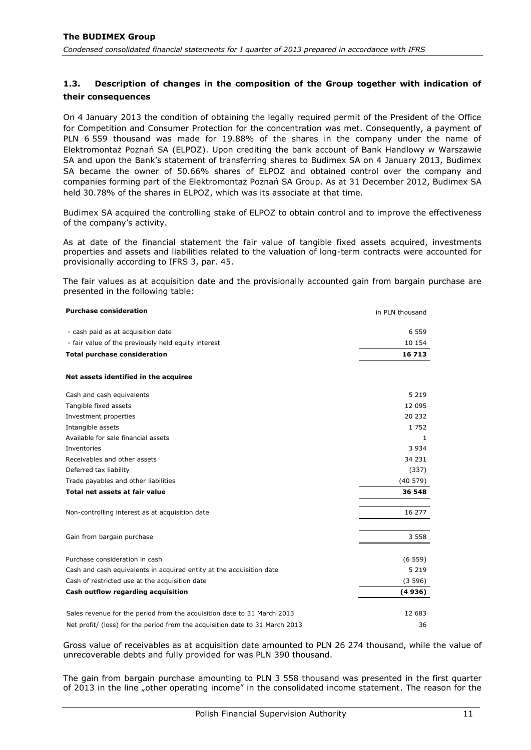### 1.3. Description of changes in the composition of the Group together with indication of their consequences

On 4 January 2013 the condition of obtaining the legally required permit of the President of the Office for Competition and Consumer Protection for the concentration was met. Consequently, a payment of PLN 6 559 thousand was made for 19.88% of the shares in the company under the name of Elektromontaż Poznań SA (ELPOZ). Upon crediting the bank account of Bank Handlowy w Warszawie SA and upon the Bank's statement of transferring shares to Budimex SA on 4 January 2013, Budimex SA became the owner of 50.66% shares of ELPOZ and obtained control over the company and companies forming part of the Elektromontaż Poznań SA Group. As at 31 December 2012, Budimex SA held 30.78% of the shares in ELPOZ, which was its associate at that time.

Budimex SA acquired the controlling stake of ELPOZ to obtain control and to improve the effectiveness of the company's activity.

As at date of the financial statement the fair value of tangible fixed assets acquired, investments properties and assets and liabilities related to the valuation of long-term contracts were accounted for provisionally according to IFRS 3, par. 45.

The fair values as at acquisition date and the provisionally accounted gain from bargain purchase are presented in the following table:

| **Purchase consideration** | in PLN thousand |
|---|---|
| - cash paid as at acquisition date | 6 559 |
| - fair value of the previously held equity interest | 10 154 |
| **Total purchase consideration** | **16 713** |
| **Net assets identified in the acquiree** | |
| Cash and cash equivalents | 5 219 |
| Tangible fixed assets | 12 095 |
| Investment properties | 20 232 |
| Intangible assets | 1 752 |
| Available for sale financial assets | 1 |
| Inventories | 3 934 |
| Receivables and other assets | 34 231 |
| Deferred tax liability | (337) |
| Trade payables and other liabilities | (40 579) |
| **Total net assets at fair value** | **36 548** |
| Non-controlling interest as at acquisition date | 16 277 |
| Gain from bargain purchase | 3 558 |
| Purchase consideration in cash | (6 559) |
| Cash and cash equivalents in acquired entity at the acquisition date | 5 219 |
| Cash of restricted use at the acquisition date | (3 596) |
| **Cash outflow regarding acquisition** | **(4 936)** |
| Sales revenue for the period from the acquisition date to 31 March 2013 | 12 683 |
| Net profit/ (loss) for the period from the acquisition date to 31 March 2013 | 36 |

Gross value of receivables as at acquisition date amounted to PLN 26 274 thousand, while the value of unrecoverable debts and fully provided for was PLN 390 thousand.

The gain from bargain purchase amounting to PLN 3 558 thousand was presented in the first quarter of 2013 in the line „other operating income" in the consolidated income statement. The reason for the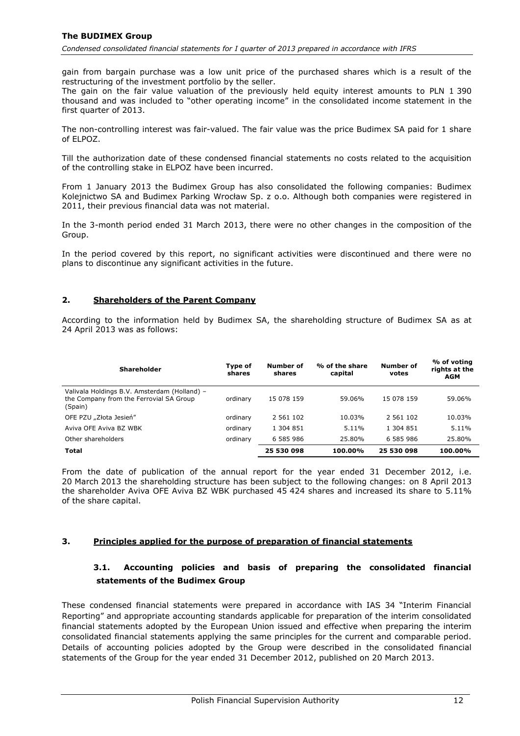gain from bargain purchase was a low unit price of the purchased shares which is a result of the restructuring of the investment portfolio by the seller.
The gain on the fair value valuation of the previously held equity interest amounts to PLN 1 390 thousand and was included to "other operating income" in the consolidated income statement in the first quarter of 2013.

The non-controlling interest was fair-valued. The fair value was the price Budimex SA paid for 1 share of ELPOZ.

Till the authorization date of these condensed financial statements no costs related to the acquisition of the controlling stake in ELPOZ have been incurred.

From 1 January 2013 the Budimex Group has also consolidated the following companies: Budimex Kolejnictwo SA and Budimex Parking Wrocław Sp. z o.o. Although both companies were registered in 2011, their previous financial data was not material.

In the 3-month period ended 31 March 2013, there were no other changes in the composition of the Group.

In the period covered by this report, no significant activities were discontinued and there were no plans to discontinue any significant activities in the future.

## 2. Shareholders of the Parent Company

According to the information held by Budimex SA, the shareholding structure of Budimex SA as at 24 April 2013 was as follows:

| Shareholder | Type of shares | Number of shares | % of the share capital | Number of votes | % of voting rights at the AGM |
|---|---|---|---|---|---|
| Valivala Holdings B.V. Amsterdam (Holland) – the Company from the Ferrovial SA Group (Spain) | ordinary | 15 078 159 | 59.06% | 15 078 159 | 59.06% |
| OFE PZU „Złota Jesień" | ordinary | 2 561 102 | 10.03% | 2 561 102 | 10.03% |
| Aviva OFE Aviva BZ WBK | ordinary | 1 304 851 | 5.11% | 1 304 851 | 5.11% |
| Other shareholders | ordinary | 6 585 986 | 25.80% | 6 585 986 | 25.80% |
| **Total** | | **25 530 098** | **100.00%** | **25 530 098** | **100.00%** |

From the date of publication of the annual report for the year ended 31 December 2012, i.e. 20 March 2013 the shareholding structure has been subject to the following changes: on 8 April 2013 the shareholder Aviva OFE Aviva BZ WBK purchased 45 424 shares and increased its share to 5.11% of the share capital.

## 3. Principles applied for the purpose of preparation of financial statements

### 3.1. Accounting policies and basis of preparing the consolidated financial statements of the Budimex Group

These condensed financial statements were prepared in accordance with IAS 34 "Interim Financial Reporting" and appropriate accounting standards applicable for preparation of the interim consolidated financial statements adopted by the European Union issued and effective when preparing the interim consolidated financial statements applying the same principles for the current and comparable period. Details of accounting policies adopted by the Group were described in the consolidated financial statements of the Group for the year ended 31 December 2012, published on 20 March 2013.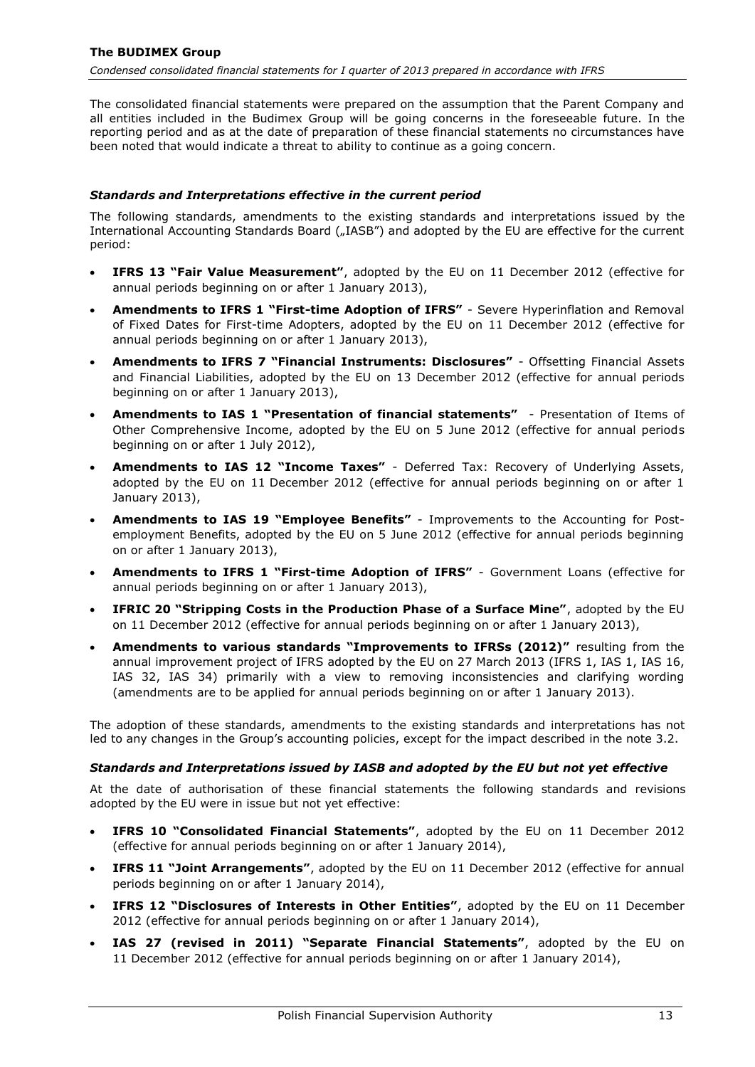The consolidated financial statements were prepared on the assumption that the Parent Company and all entities included in the Budimex Group will be going concerns in the foreseeable future. In the reporting period and as at the date of preparation of these financial statements no circumstances have been noted that would indicate a threat to ability to continue as a going concern.

### *Standards and Interpretations effective in the current period*

The following standards, amendments to the existing standards and interpretations issued by the International Accounting Standards Board („IASB") and adopted by the EU are effective for the current period:

- **IFRS 13 "Fair Value Measurement"**, adopted by the EU on 11 December 2012 (effective for annual periods beginning on or after 1 January 2013),
- **Amendments to IFRS 1 "First-time Adoption of IFRS"** - Severe Hyperinflation and Removal of Fixed Dates for First-time Adopters, adopted by the EU on 11 December 2012 (effective for annual periods beginning on or after 1 January 2013),
- **Amendments to IFRS 7 "Financial Instruments: Disclosures"** - Offsetting Financial Assets and Financial Liabilities, adopted by the EU on 13 December 2012 (effective for annual periods beginning on or after 1 January 2013),
- **Amendments to IAS 1 "Presentation of financial statements"** - Presentation of Items of Other Comprehensive Income, adopted by the EU on 5 June 2012 (effective for annual periods beginning on or after 1 July 2012),
- **Amendments to IAS 12 "Income Taxes"** - Deferred Tax: Recovery of Underlying Assets, adopted by the EU on 11 December 2012 (effective for annual periods beginning on or after 1 January 2013),
- **Amendments to IAS 19 "Employee Benefits"** - Improvements to the Accounting for Post-employment Benefits, adopted by the EU on 5 June 2012 (effective for annual periods beginning on or after 1 January 2013),
- **Amendments to IFRS 1 "First-time Adoption of IFRS"** - Government Loans (effective for annual periods beginning on or after 1 January 2013),
- **IFRIC 20 "Stripping Costs in the Production Phase of a Surface Mine"**, adopted by the EU on 11 December 2012 (effective for annual periods beginning on or after 1 January 2013),
- **Amendments to various standards "Improvements to IFRSs (2012)"** resulting from the annual improvement project of IFRS adopted by the EU on 27 March 2013 (IFRS 1, IAS 1, IAS 16, IAS 32, IAS 34) primarily with a view to removing inconsistencies and clarifying wording (amendments are to be applied for annual periods beginning on or after 1 January 2013).

The adoption of these standards, amendments to the existing standards and interpretations has not led to any changes in the Group's accounting policies, except for the impact described in the note 3.2.

### *Standards and Interpretations issued by IASB and adopted by the EU but not yet effective*

At the date of authorisation of these financial statements the following standards and revisions adopted by the EU were in issue but not yet effective:

- **IFRS 10 "Consolidated Financial Statements"**, adopted by the EU on 11 December 2012 (effective for annual periods beginning on or after 1 January 2014),
- **IFRS 11 "Joint Arrangements"**, adopted by the EU on 11 December 2012 (effective for annual periods beginning on or after 1 January 2014),
- **IFRS 12 "Disclosures of Interests in Other Entities"**, adopted by the EU on 11 December 2012 (effective for annual periods beginning on or after 1 January 2014),
- **IAS 27 (revised in 2011) "Separate Financial Statements"**, adopted by the EU on 11 December 2012 (effective for annual periods beginning on or after 1 January 2014),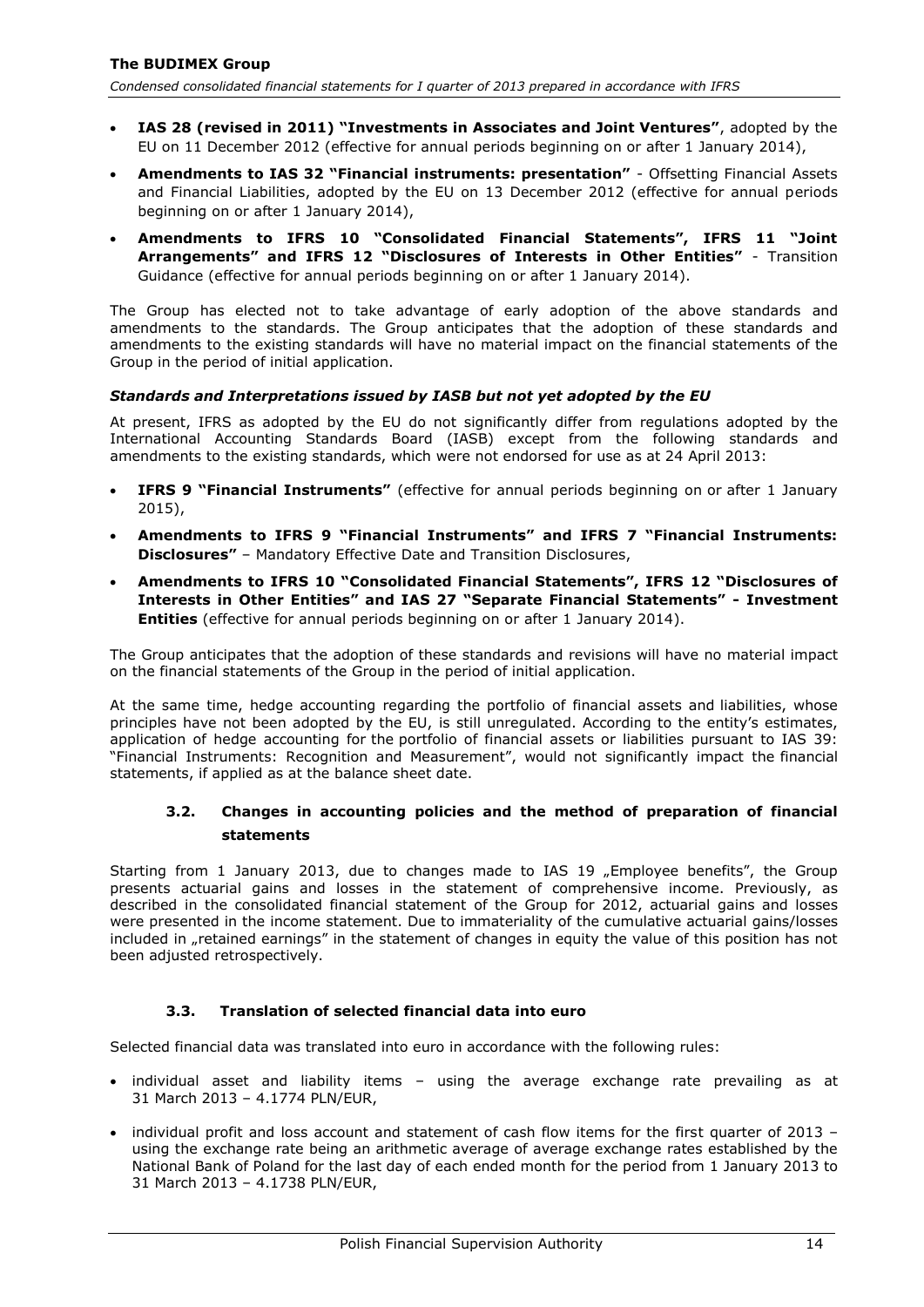- **IAS 28 (revised in 2011) "Investments in Associates and Joint Ventures"**, adopted by the EU on 11 December 2012 (effective for annual periods beginning on or after 1 January 2014),
- **Amendments to IAS 32 "Financial instruments: presentation"** - Offsetting Financial Assets and Financial Liabilities, adopted by the EU on 13 December 2012 (effective for annual periods beginning on or after 1 January 2014),
- **Amendments to IFRS 10 "Consolidated Financial Statements", IFRS 11 "Joint Arrangements" and IFRS 12 "Disclosures of Interests in Other Entities"** - Transition Guidance (effective for annual periods beginning on or after 1 January 2014).

The Group has elected not to take advantage of early adoption of the above standards and amendments to the standards. The Group anticipates that the adoption of these standards and amendments to the existing standards will have no material impact on the financial statements of the Group in the period of initial application.

***Standards and Interpretations issued by IASB but not yet adopted by the EU***

At present, IFRS as adopted by the EU do not significantly differ from regulations adopted by the International Accounting Standards Board (IASB) except from the following standards and amendments to the existing standards, which were not endorsed for use as at 24 April 2013:

- **IFRS 9 "Financial Instruments"** (effective for annual periods beginning on or after 1 January 2015),
- **Amendments to IFRS 9 "Financial Instruments" and IFRS 7 "Financial Instruments: Disclosures"** – Mandatory Effective Date and Transition Disclosures,
- **Amendments to IFRS 10 "Consolidated Financial Statements", IFRS 12 "Disclosures of Interests in Other Entities" and IAS 27 "Separate Financial Statements" - Investment Entities** (effective for annual periods beginning on or after 1 January 2014).

The Group anticipates that the adoption of these standards and revisions will have no material impact on the financial statements of the Group in the period of initial application.

At the same time, hedge accounting regarding the portfolio of financial assets and liabilities, whose principles have not been adopted by the EU, is still unregulated. According to the entity's estimates, application of hedge accounting for the portfolio of financial assets or liabilities pursuant to IAS 39: "Financial Instruments: Recognition and Measurement", would not significantly impact the financial statements, if applied as at the balance sheet date.

### 3.2. Changes in accounting policies and the method of preparation of financial statements

Starting from 1 January 2013, due to changes made to IAS 19 „Employee benefits", the Group presents actuarial gains and losses in the statement of comprehensive income. Previously, as described in the consolidated financial statement of the Group for 2012, actuarial gains and losses were presented in the income statement. Due to immateriality of the cumulative actuarial gains/losses included in „retained earnings" in the statement of changes in equity the value of this position has not been adjusted retrospectively.

### 3.3. Translation of selected financial data into euro

Selected financial data was translated into euro in accordance with the following rules:

- individual asset and liability items – using the average exchange rate prevailing as at 31 March 2013 – 4.1774 PLN/EUR,
- individual profit and loss account and statement of cash flow items for the first quarter of 2013 – using the exchange rate being an arithmetic average of average exchange rates established by the National Bank of Poland for the last day of each ended month for the period from 1 January 2013 to 31 March 2013 – 4.1738 PLN/EUR,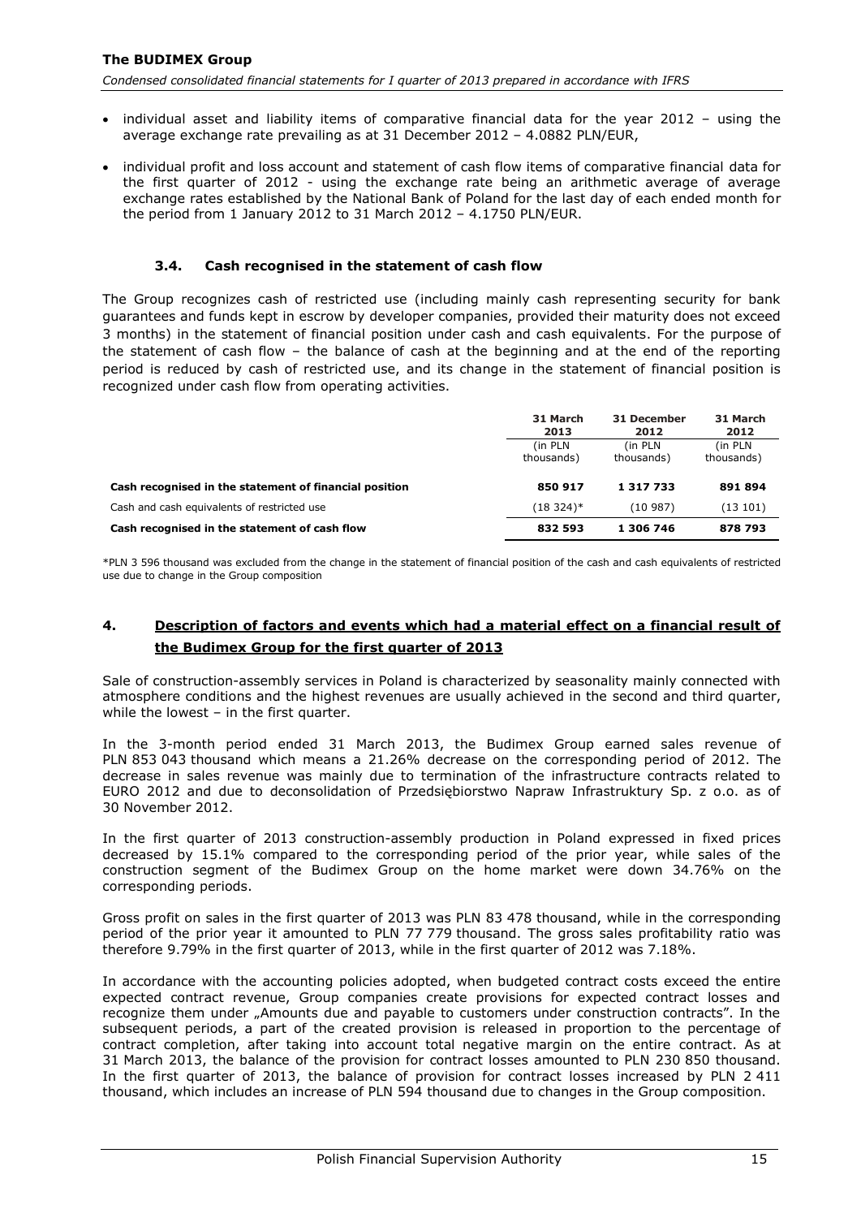- individual asset and liability items of comparative financial data for the year 2012 – using the average exchange rate prevailing as at 31 December 2012 – 4.0882 PLN/EUR,
- individual profit and loss account and statement of cash flow items of comparative financial data for the first quarter of 2012 - using the exchange rate being an arithmetic average of average exchange rates established by the National Bank of Poland for the last day of each ended month for the period from 1 January 2012 to 31 March 2012 – 4.1750 PLN/EUR.

### 3.4. Cash recognised in the statement of cash flow

The Group recognizes cash of restricted use (including mainly cash representing security for bank guarantees and funds kept in escrow by developer companies, provided their maturity does not exceed 3 months) in the statement of financial position under cash and cash equivalents. For the purpose of the statement of cash flow – the balance of cash at the beginning and at the end of the reporting period is reduced by cash of restricted use, and its change in the statement of financial position is recognized under cash flow from operating activities.

| | 31 March 2013 (in PLN thousands) | 31 December 2012 (in PLN thousands) | 31 March 2012 (in PLN thousands) |
|---|---|---|---|
| **Cash recognised in the statement of financial position** | **850 917** | **1 317 733** | **891 894** |
| Cash and cash equivalents of restricted use | (18 324)* | (10 987) | (13 101) |
| **Cash recognised in the statement of cash flow** | **832 593** | **1 306 746** | **878 793** |

*PLN 3 596 thousand was excluded from the change in the statement of financial position of the cash and cash equivalents of restricted use due to change in the Group composition

## 4. Description of factors and events which had a material effect on a financial result of the Budimex Group for the first quarter of 2013

Sale of construction-assembly services in Poland is characterized by seasonality mainly connected with atmosphere conditions and the highest revenues are usually achieved in the second and third quarter, while the lowest – in the first quarter.

In the 3-month period ended 31 March 2013, the Budimex Group earned sales revenue of PLN 853 043 thousand which means a 21.26% decrease on the corresponding period of 2012. The decrease in sales revenue was mainly due to termination of the infrastructure contracts related to EURO 2012 and due to deconsolidation of Przedsiębiorstwo Napraw Infrastruktury Sp. z o.o. as of 30 November 2012.

In the first quarter of 2013 construction-assembly production in Poland expressed in fixed prices decreased by 15.1% compared to the corresponding period of the prior year, while sales of the construction segment of the Budimex Group on the home market were down 34.76% on the corresponding periods.

Gross profit on sales in the first quarter of 2013 was PLN 83 478 thousand, while in the corresponding period of the prior year it amounted to PLN 77 779 thousand. The gross sales profitability ratio was therefore 9.79% in the first quarter of 2013, while in the first quarter of 2012 was 7.18%.

In accordance with the accounting policies adopted, when budgeted contract costs exceed the entire expected contract revenue, Group companies create provisions for expected contract losses and recognize them under „Amounts due and payable to customers under construction contracts". In the subsequent periods, a part of the created provision is released in proportion to the percentage of contract completion, after taking into account total negative margin on the entire contract. As at 31 March 2013, the balance of the provision for contract losses amounted to PLN 230 850 thousand. In the first quarter of 2013, the balance of provision for contract losses increased by PLN 2 411 thousand, which includes an increase of PLN 594 thousand due to changes in the Group composition.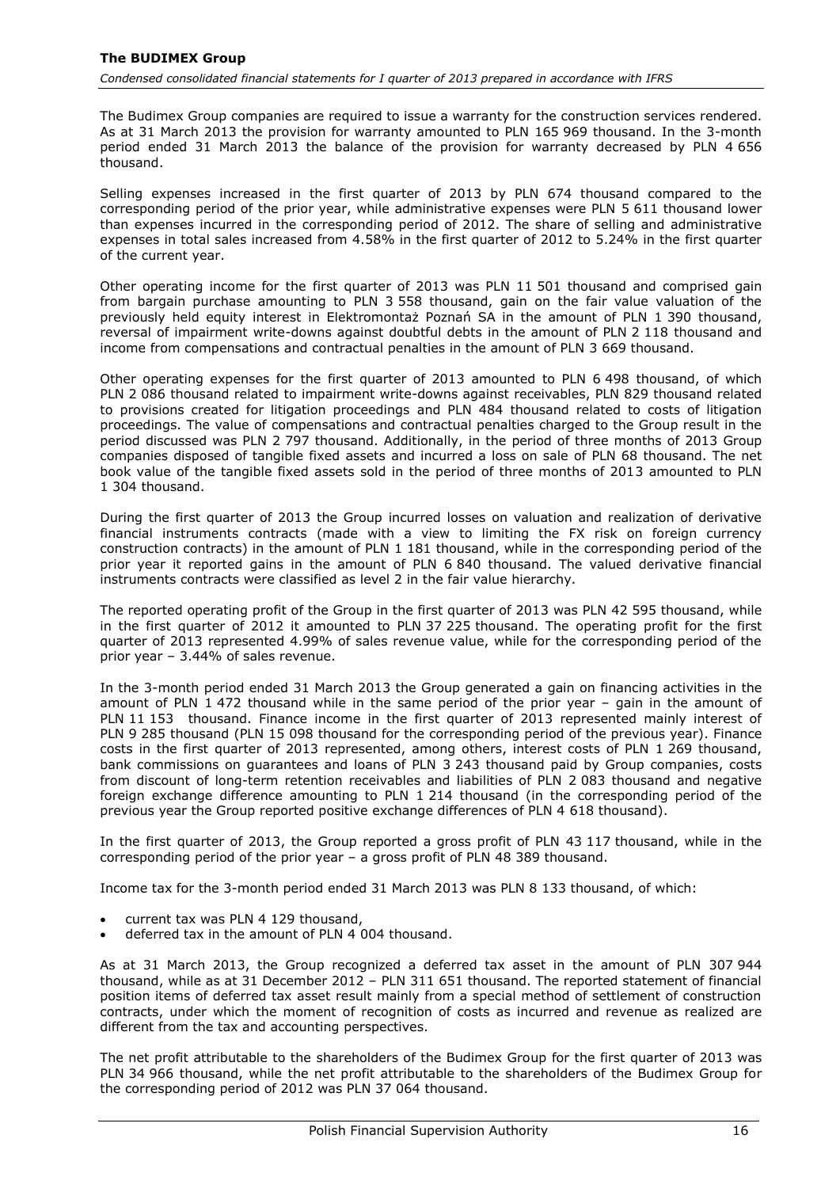The Budimex Group companies are required to issue a warranty for the construction services rendered. As at 31 March 2013 the provision for warranty amounted to PLN 165 969 thousand. In the 3-month period ended 31 March 2013 the balance of the provision for warranty decreased by PLN 4 656 thousand.

Selling expenses increased in the first quarter of 2013 by PLN 674 thousand compared to the corresponding period of the prior year, while administrative expenses were PLN 5 611 thousand lower than expenses incurred in the corresponding period of 2012. The share of selling and administrative expenses in total sales increased from 4.58% in the first quarter of 2012 to 5.24% in the first quarter of the current year.

Other operating income for the first quarter of 2013 was PLN 11 501 thousand and comprised gain from bargain purchase amounting to PLN 3 558 thousand, gain on the fair value valuation of the previously held equity interest in Elektromontaż Poznań SA in the amount of PLN 1 390 thousand, reversal of impairment write-downs against doubtful debts in the amount of PLN 2 118 thousand and income from compensations and contractual penalties in the amount of PLN 3 669 thousand.

Other operating expenses for the first quarter of 2013 amounted to PLN 6 498 thousand, of which PLN 2 086 thousand related to impairment write-downs against receivables, PLN 829 thousand related to provisions created for litigation proceedings and PLN 484 thousand related to costs of litigation proceedings. The value of compensations and contractual penalties charged to the Group result in the period discussed was PLN 2 797 thousand. Additionally, in the period of three months of 2013 Group companies disposed of tangible fixed assets and incurred a loss on sale of PLN 68 thousand. The net book value of the tangible fixed assets sold in the period of three months of 2013 amounted to PLN 1 304 thousand.

During the first quarter of 2013 the Group incurred losses on valuation and realization of derivative financial instruments contracts (made with a view to limiting the FX risk on foreign currency construction contracts) in the amount of PLN 1 181 thousand, while in the corresponding period of the prior year it reported gains in the amount of PLN 6 840 thousand. The valued derivative financial instruments contracts were classified as level 2 in the fair value hierarchy.

The reported operating profit of the Group in the first quarter of 2013 was PLN 42 595 thousand, while in the first quarter of 2012 it amounted to PLN 37 225 thousand. The operating profit for the first quarter of 2013 represented 4.99% of sales revenue value, while for the corresponding period of the prior year – 3.44% of sales revenue.

In the 3-month period ended 31 March 2013 the Group generated a gain on financing activities in the amount of PLN 1 472 thousand while in the same period of the prior year – gain in the amount of PLN 11 153 thousand. Finance income in the first quarter of 2013 represented mainly interest of PLN 9 285 thousand (PLN 15 098 thousand for the corresponding period of the previous year). Finance costs in the first quarter of 2013 represented, among others, interest costs of PLN 1 269 thousand, bank commissions on guarantees and loans of PLN 3 243 thousand paid by Group companies, costs from discount of long-term retention receivables and liabilities of PLN 2 083 thousand and negative foreign exchange difference amounting to PLN 1 214 thousand (in the corresponding period of the previous year the Group reported positive exchange differences of PLN 4 618 thousand).

In the first quarter of 2013, the Group reported a gross profit of PLN 43 117 thousand, while in the corresponding period of the prior year – a gross profit of PLN 48 389 thousand.

Income tax for the 3-month period ended 31 March 2013 was PLN 8 133 thousand, of which:

- current tax was PLN 4 129 thousand,
- deferred tax in the amount of PLN 4 004 thousand.

As at 31 March 2013, the Group recognized a deferred tax asset in the amount of PLN 307 944 thousand, while as at 31 December 2012 – PLN 311 651 thousand. The reported statement of financial position items of deferred tax asset result mainly from a special method of settlement of construction contracts, under which the moment of recognition of costs as incurred and revenue as realized are different from the tax and accounting perspectives.

The net profit attributable to the shareholders of the Budimex Group for the first quarter of 2013 was PLN 34 966 thousand, while the net profit attributable to the shareholders of the Budimex Group for the corresponding period of 2012 was PLN 37 064 thousand.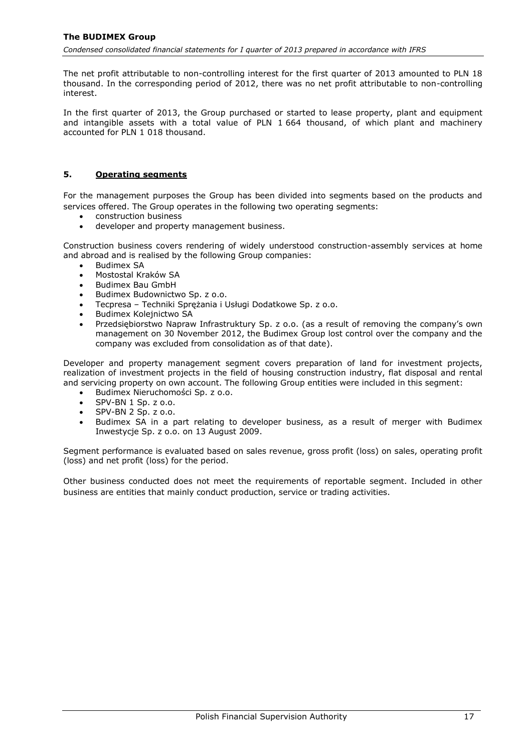The net profit attributable to non-controlling interest for the first quarter of 2013 amounted to PLN 18 thousand. In the corresponding period of 2012, there was no net profit attributable to non-controlling interest.

In the first quarter of 2013, the Group purchased or started to lease property, plant and equipment and intangible assets with a total value of PLN 1 664 thousand, of which plant and machinery accounted for PLN 1 018 thousand.

## 5. Operating segments

For the management purposes the Group has been divided into segments based on the products and services offered. The Group operates in the following two operating segments:

- construction business
- developer and property management business.

Construction business covers rendering of widely understood construction-assembly services at home and abroad and is realised by the following Group companies:

- Budimex SA
- Mostostal Kraków SA
- Budimex Bau GmbH
- Budimex Budownictwo Sp. z o.o.
- Tecpresa – Techniki Sprężania i Usługi Dodatkowe Sp. z o.o.
- Budimex Kolejnictwo SA
- Przedsiębiorstwo Napraw Infrastruktury Sp. z o.o. (as a result of removing the company's own management on 30 November 2012, the Budimex Group lost control over the company and the company was excluded from consolidation as of that date).

Developer and property management segment covers preparation of land for investment projects, realization of investment projects in the field of housing construction industry, flat disposal and rental and servicing property on own account. The following Group entities were included in this segment:

- Budimex Nieruchomości Sp. z o.o.
- SPV-BN 1 Sp. z o.o.
- SPV-BN 2 Sp. z o.o.
- Budimex SA in a part relating to developer business, as a result of merger with Budimex Inwestycje Sp. z o.o. on 13 August 2009.

Segment performance is evaluated based on sales revenue, gross profit (loss) on sales, operating profit (loss) and net profit (loss) for the period.

Other business conducted does not meet the requirements of reportable segment. Included in other business are entities that mainly conduct production, service or trading activities.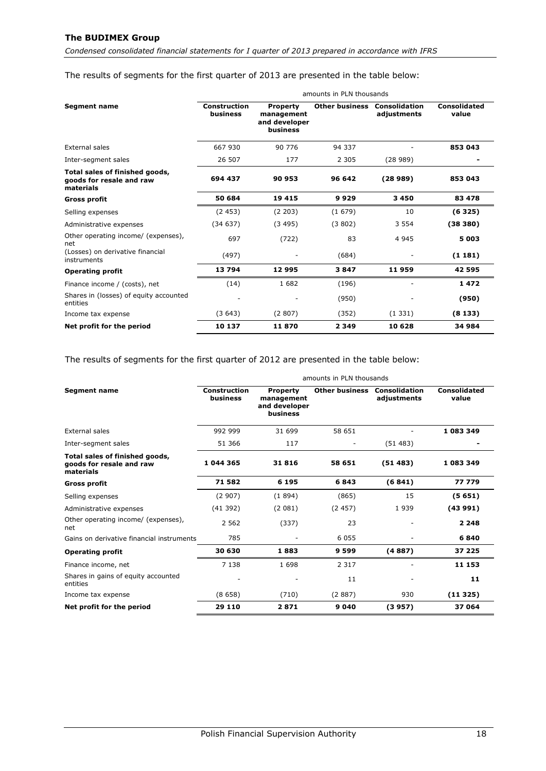The results of segments for the first quarter of 2013 are presented in the table below:

| Segment name | amounts in PLN thousands | | | | |
|---|---|---|---|---|---|
| | **Construction business** | **Property management and developer business** | **Other business** | **Consolidation adjustments** | **Consolidated value** |
| External sales | 667 930 | 90 776 | 94 337 | - | **853 043** |
| Inter-segment sales | 26 507 | 177 | 2 305 | (28 989) | **-** |
| **Total sales of finished goods, goods for resale and raw materials** | **694 437** | **90 953** | **96 642** | **(28 989)** | **853 043** |
| **Gross profit** | **50 684** | **19 415** | **9 929** | **3 450** | **83 478** |
| Selling expenses | (2 453) | (2 203) | (1 679) | 10 | **(6 325)** |
| Administrative expenses | (34 637) | (3 495) | (3 802) | 3 554 | **(38 380)** |
| Other operating income/ (expenses), net | 697 | (722) | 83 | 4 945 | **5 003** |
| (Losses) on derivative financial instruments | (497) | - | (684) | - | **(1 181)** |
| **Operating profit** | **13 794** | **12 995** | **3 847** | **11 959** | **42 595** |
| Finance income / (costs), net | (14) | 1 682 | (196) | - | **1 472** |
| Shares in (losses) of equity accounted entities | - | - | (950) | - | **(950)** |
| Income tax expense | (3 643) | (2 807) | (352) | (1 331) | **(8 133)** |
| **Net profit for the period** | **10 137** | **11 870** | **2 349** | **10 628** | **34 984** |

The results of segments for the first quarter of 2012 are presented in the table below:

| Segment name | amounts in PLN thousands | | | | |
|---|---|---|---|---|---|
| | **Construction business** | **Property management and developer business** | **Other business** | **Consolidation adjustments** | **Consolidated value** |
| External sales | 992 999 | 31 699 | 58 651 | - | **1 083 349** |
| Inter-segment sales | 51 366 | 117 | - | (51 483) | **-** |
| **Total sales of finished goods, goods for resale and raw materials** | **1 044 365** | **31 816** | **58 651** | **(51 483)** | **1 083 349** |
| **Gross profit** | **71 582** | **6 195** | **6 843** | **(6 841)** | **77 779** |
| Selling expenses | (2 907) | (1 894) | (865) | 15 | **(5 651)** |
| Administrative expenses | (41 392) | (2 081) | (2 457) | 1 939 | **(43 991)** |
| Other operating income/ (expenses), net | 2 562 | (337) | 23 | - | **2 248** |
| Gains on derivative financial instruments | 785 | - | 6 055 | - | **6 840** |
| **Operating profit** | **30 630** | **1 883** | **9 599** | **(4 887)** | **37 225** |
| Finance income, net | 7 138 | 1 698 | 2 317 | - | **11 153** |
| Shares in gains of equity accounted entities | - | - | 11 | - | **11** |
| Income tax expense | (8 658) | (710) | (2 887) | 930 | **(11 325)** |
| **Net profit for the period** | **29 110** | **2 871** | **9 040** | **(3 957)** | **37 064** |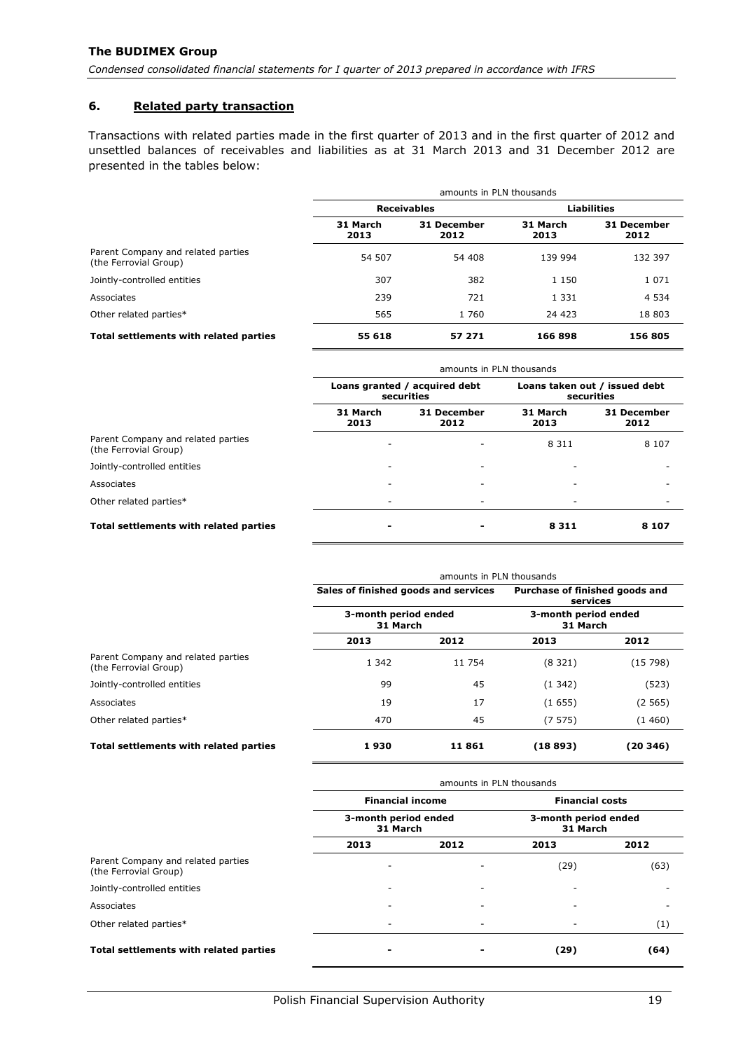## 6. Related party transaction

Transactions with related parties made in the first quarter of 2013 and in the first quarter of 2012 and unsettled balances of receivables and liabilities as at 31 March 2013 and 31 December 2012 are presented in the tables below:

| | amounts in PLN thousands | | | |
|---|---|---|---|---|
| | **Receivables** | | **Liabilities** | |
| | **31 March 2013** | **31 December 2012** | **31 March 2013** | **31 December 2012** |
| Parent Company and related parties (the Ferrovial Group) | 54 507 | 54 408 | 139 994 | 132 397 |
| Jointly-controlled entities | 307 | 382 | 1 150 | 1 071 |
| Associates | 239 | 721 | 1 331 | 4 534 |
| Other related parties* | 565 | 1 760 | 24 423 | 18 803 |
| **Total settlements with related parties** | **55 618** | **57 271** | **166 898** | **156 805** |

| | amounts in PLN thousands | | | |
|---|---|---|---|---|
| | **Loans granted / acquired debt securities** | | **Loans taken out / issued debt securities** | |
| | **31 March 2013** | **31 December 2012** | **31 March 2013** | **31 December 2012** |
| Parent Company and related parties (the Ferrovial Group) | - | - | 8 311 | 8 107 |
| Jointly-controlled entities | - | - | - | - |
| Associates | - | - | - | - |
| Other related parties* | - | - | - | - |
| **Total settlements with related parties** | **-** | **-** | **8 311** | **8 107** |

| | amounts in PLN thousands | | | |
|---|---|---|---|---|
| | **Sales of finished goods and services** | | **Purchase of finished goods and services** | |
| | **3-month period ended 31 March** | | **3-month period ended 31 March** | |
| | **2013** | **2012** | **2013** | **2012** |
| Parent Company and related parties (the Ferrovial Group) | 1 342 | 11 754 | (8 321) | (15 798) |
| Jointly-controlled entities | 99 | 45 | (1 342) | (523) |
| Associates | 19 | 17 | (1 655) | (2 565) |
| Other related parties* | 470 | 45 | (7 575) | (1 460) |
| **Total settlements with related parties** | **1 930** | **11 861** | **(18 893)** | **(20 346)** |

| | amounts in PLN thousands | | | |
|---|---|---|---|---|
| | **Financial income** | | **Financial costs** | |
| | **3-month period ended 31 March** | | **3-month period ended 31 March** | |
| | **2013** | **2012** | **2013** | **2012** |
| Parent Company and related parties (the Ferrovial Group) | - | - | (29) | (63) |
| Jointly-controlled entities | - | - | - | - |
| Associates | - | - | - | - |
| Other related parties* | - | - | - | (1) |
| **Total settlements with related parties** | **-** | **-** | **(29)** | **(64)** |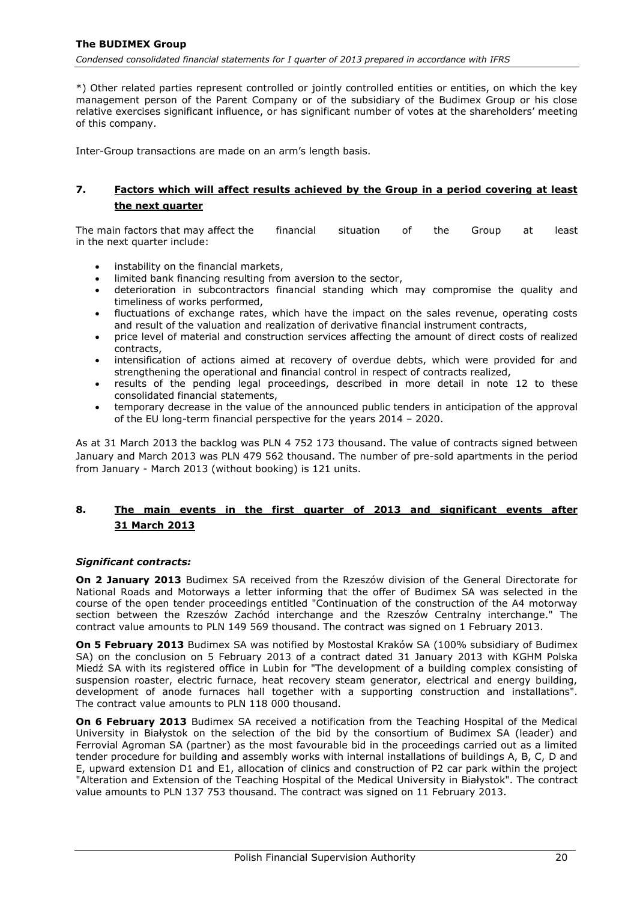*) Other related parties represent controlled or jointly controlled entities or entities, on which the key management person of the Parent Company or of the subsidiary of the Budimex Group or his close relative exercises significant influence, or has significant number of votes at the shareholders' meeting of this company.

Inter-Group transactions are made on an arm's length basis.

## 7. Factors which will affect results achieved by the Group in a period covering at least the next quarter

The main factors that may affect the financial situation of the Group at least in the next quarter include:

- instability on the financial markets,
- limited bank financing resulting from aversion to the sector,
- deterioration in subcontractors financial standing which may compromise the quality and timeliness of works performed,
- fluctuations of exchange rates, which have the impact on the sales revenue, operating costs and result of the valuation and realization of derivative financial instrument contracts,
- price level of material and construction services affecting the amount of direct costs of realized contracts,
- intensification of actions aimed at recovery of overdue debts, which were provided for and strengthening the operational and financial control in respect of contracts realized,
- results of the pending legal proceedings, described in more detail in note 12 to these consolidated financial statements,
- temporary decrease in the value of the announced public tenders in anticipation of the approval of the EU long-term financial perspective for the years 2014 – 2020.

As at 31 March 2013 the backlog was PLN 4 752 173 thousand. The value of contracts signed between January and March 2013 was PLN 479 562 thousand. The number of pre-sold apartments in the period from January - March 2013 (without booking) is 121 units.

## 8. The main events in the first quarter of 2013 and significant events after 31 March 2013

***Significant contracts:***

**On 2 January 2013** Budimex SA received from the Rzeszów division of the General Directorate for National Roads and Motorways a letter informing that the offer of Budimex SA was selected in the course of the open tender proceedings entitled "Continuation of the construction of the A4 motorway section between the Rzeszów Zachód interchange and the Rzeszów Centralny interchange." The contract value amounts to PLN 149 569 thousand. The contract was signed on 1 February 2013.

**On 5 February 2013** Budimex SA was notified by Mostostal Kraków SA (100% subsidiary of Budimex SA) on the conclusion on 5 February 2013 of a contract dated 31 January 2013 with KGHM Polska Miedź SA with its registered office in Lubin for "The development of a building complex consisting of suspension roaster, electric furnace, heat recovery steam generator, electrical and energy building, development of anode furnaces hall together with a supporting construction and installations". The contract value amounts to PLN 118 000 thousand.

**On 6 February 2013** Budimex SA received a notification from the Teaching Hospital of the Medical University in Białystok on the selection of the bid by the consortium of Budimex SA (leader) and Ferrovial Agroman SA (partner) as the most favourable bid in the proceedings carried out as a limited tender procedure for building and assembly works with internal installations of buildings A, B, C, D and E, upward extension D1 and E1, allocation of clinics and construction of P2 car park within the project "Alteration and Extension of the Teaching Hospital of the Medical University in Białystok". The contract value amounts to PLN 137 753 thousand. The contract was signed on 11 February 2013.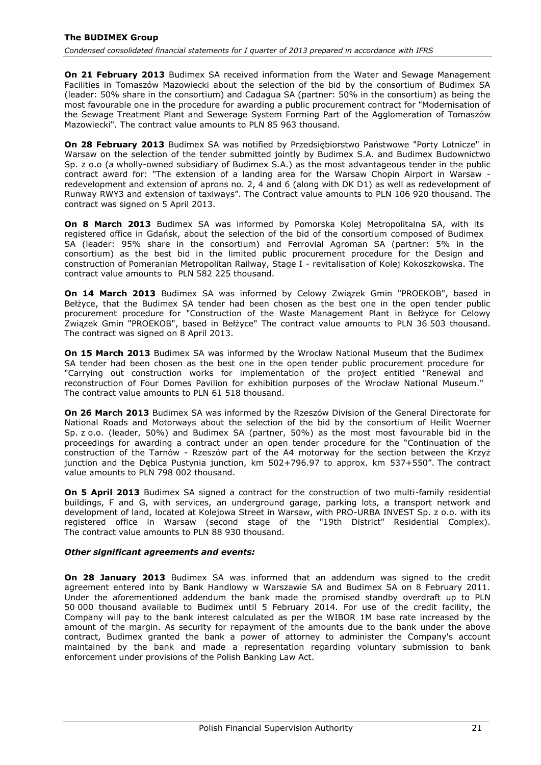**On 21 February 2013** Budimex SA received information from the Water and Sewage Management Facilities in Tomaszów Mazowiecki about the selection of the bid by the consortium of Budimex SA (leader: 50% share in the consortium) and Cadagua SA (partner: 50% in the consortium) as being the most favourable one in the procedure for awarding a public procurement contract for "Modernisation of the Sewage Treatment Plant and Sewerage System Forming Part of the Agglomeration of Tomaszów Mazowiecki". The contract value amounts to PLN 85 963 thousand.

**On 28 February 2013** Budimex SA was notified by Przedsiębiorstwo Państwowe "Porty Lotnicze" in Warsaw on the selection of the tender submitted jointly by Budimex S.A. and Budimex Budownictwo Sp. z o.o (a wholly-owned subsidiary of Budimex S.A.) as the most advantageous tender in the public contract award for: "The extension of a landing area for the Warsaw Chopin Airport in Warsaw - redevelopment and extension of aprons no. 2, 4 and 6 (along with DK D1) as well as redevelopment of Runway RWY3 and extension of taxiways". The Contract value amounts to PLN 106 920 thousand. The contract was signed on 5 April 2013.

**On 8 March 2013** Budimex SA was informed by Pomorska Kolej Metropolitalna SA, with its registered office in Gdańsk, about the selection of the bid of the consortium composed of Budimex SA (leader: 95% share in the consortium) and Ferrovial Agroman SA (partner: 5% in the consortium) as the best bid in the limited public procurement procedure for the Design and construction of Pomeranian Metropolitan Railway, Stage I - revitalisation of Kolej Kokoszkowska. The contract value amounts to PLN 582 225 thousand.

**On 14 March 2013** Budimex SA was informed by Celowy Związek Gmin "PROEKOB", based in Bełżyce, that the Budimex SA tender had been chosen as the best one in the open tender public procurement procedure for "Construction of the Waste Management Plant in Bełżyce for Celowy Związek Gmin "PROEKOB", based in Bełżyce" The contract value amounts to PLN 36 503 thousand. The contract was signed on 8 April 2013.

**On 15 March 2013** Budimex SA was informed by the Wrocław National Museum that the Budimex SA tender had been chosen as the best one in the open tender public procurement procedure for "Carrying out construction works for implementation of the project entitled "Renewal and reconstruction of Four Domes Pavilion for exhibition purposes of the Wrocław National Museum." The contract value amounts to PLN 61 518 thousand.

**On 26 March 2013** Budimex SA was informed by the Rzeszów Division of the General Directorate for National Roads and Motorways about the selection of the bid by the consortium of Heilit Woerner Sp. z o.o. (leader, 50%) and Budimex SA (partner, 50%) as the most most favourable bid in the proceedings for awarding a contract under an open tender procedure for the "Continuation of the construction of the Tarnów - Rzeszów part of the A4 motorway for the section between the Krzyż junction and the Dębica Pustynia junction, km 502+796.97 to approx. km 537+550". The contract value amounts to PLN 798 002 thousand.

**On 5 April 2013** Budimex SA signed a contract for the construction of two multi-family residential buildings, F and G, with services, an underground garage, parking lots, a transport network and development of land, located at Kolejowa Street in Warsaw, with PRO-URBA INVEST Sp. z o.o. with its registered office in Warsaw (second stage of the "19th District" Residential Complex). The contract value amounts to PLN 88 930 thousand.

***Other significant agreements and events:***

**On 28 January 2013** Budimex SA was informed that an addendum was signed to the credit agreement entered into by Bank Handlowy w Warszawie SA and Budimex SA on 8 February 2011. Under the aforementioned addendum the bank made the promised standby overdraft up to PLN 50 000 thousand available to Budimex until 5 February 2014. For use of the credit facility, the Company will pay to the bank interest calculated as per the WIBOR 1M base rate increased by the amount of the margin. As security for repayment of the amounts due to the bank under the above contract, Budimex granted the bank a power of attorney to administer the Company's account maintained by the bank and made a representation regarding voluntary submission to bank enforcement under provisions of the Polish Banking Law Act.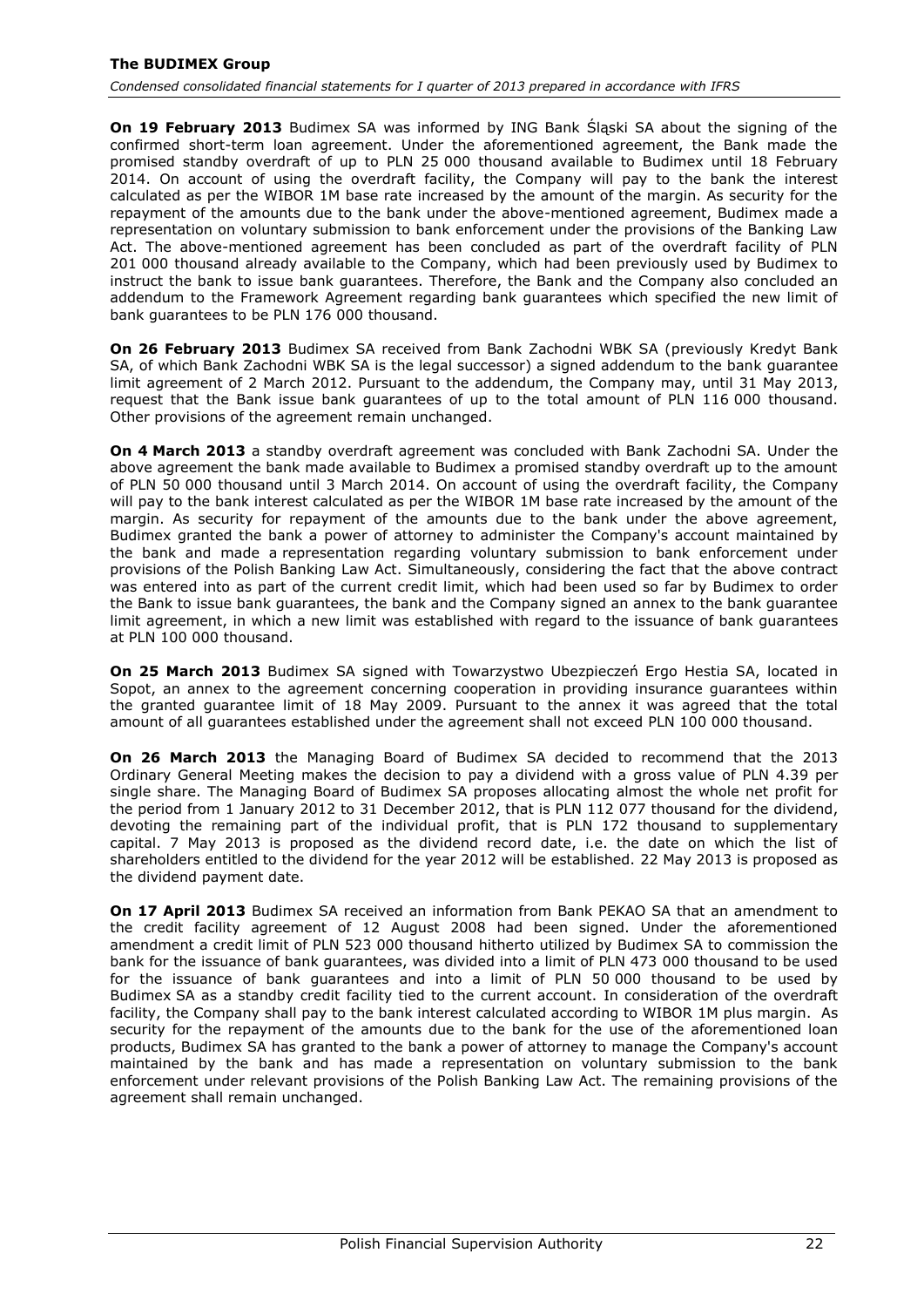**On 19 February 2013** Budimex SA was informed by ING Bank Śląski SA about the signing of the confirmed short-term loan agreement. Under the aforementioned agreement, the Bank made the promised standby overdraft of up to PLN 25 000 thousand available to Budimex until 18 February 2014. On account of using the overdraft facility, the Company will pay to the bank the interest calculated as per the WIBOR 1M base rate increased by the amount of the margin. As security for the repayment of the amounts due to the bank under the above-mentioned agreement, Budimex made a representation on voluntary submission to bank enforcement under the provisions of the Banking Law Act. The above-mentioned agreement has been concluded as part of the overdraft facility of PLN 201 000 thousand already available to the Company, which had been previously used by Budimex to instruct the bank to issue bank guarantees. Therefore, the Bank and the Company also concluded an addendum to the Framework Agreement regarding bank guarantees which specified the new limit of bank guarantees to be PLN 176 000 thousand.

**On 26 February 2013** Budimex SA received from Bank Zachodni WBK SA (previously Kredyt Bank SA, of which Bank Zachodni WBK SA is the legal successor) a signed addendum to the bank guarantee limit agreement of 2 March 2012. Pursuant to the addendum, the Company may, until 31 May 2013, request that the Bank issue bank guarantees of up to the total amount of PLN 116 000 thousand. Other provisions of the agreement remain unchanged.

**On 4 March 2013** a standby overdraft agreement was concluded with Bank Zachodni SA. Under the above agreement the bank made available to Budimex a promised standby overdraft up to the amount of PLN 50 000 thousand until 3 March 2014. On account of using the overdraft facility, the Company will pay to the bank interest calculated as per the WIBOR 1M base rate increased by the amount of the margin. As security for repayment of the amounts due to the bank under the above agreement, Budimex granted the bank a power of attorney to administer the Company's account maintained by the bank and made a representation regarding voluntary submission to bank enforcement under provisions of the Polish Banking Law Act. Simultaneously, considering the fact that the above contract was entered into as part of the current credit limit, which had been used so far by Budimex to order the Bank to issue bank guarantees, the bank and the Company signed an annex to the bank guarantee limit agreement, in which a new limit was established with regard to the issuance of bank guarantees at PLN 100 000 thousand.

**On 25 March 2013** Budimex SA signed with Towarzystwo Ubezpieczeń Ergo Hestia SA, located in Sopot, an annex to the agreement concerning cooperation in providing insurance guarantees within the granted guarantee limit of 18 May 2009. Pursuant to the annex it was agreed that the total amount of all guarantees established under the agreement shall not exceed PLN 100 000 thousand.

**On 26 March 2013** the Managing Board of Budimex SA decided to recommend that the 2013 Ordinary General Meeting makes the decision to pay a dividend with a gross value of PLN 4.39 per single share. The Managing Board of Budimex SA proposes allocating almost the whole net profit for the period from 1 January 2012 to 31 December 2012, that is PLN 112 077 thousand for the dividend, devoting the remaining part of the individual profit, that is PLN 172 thousand to supplementary capital. 7 May 2013 is proposed as the dividend record date, i.e. the date on which the list of shareholders entitled to the dividend for the year 2012 will be established. 22 May 2013 is proposed as the dividend payment date.

**On 17 April 2013** Budimex SA received an information from Bank PEKAO SA that an amendment to the credit facility agreement of 12 August 2008 had been signed. Under the aforementioned amendment a credit limit of PLN 523 000 thousand hitherto utilized by Budimex SA to commission the bank for the issuance of bank guarantees, was divided into a limit of PLN 473 000 thousand to be used for the issuance of bank guarantees and into a limit of PLN 50 000 thousand to be used by Budimex SA as a standby credit facility tied to the current account. In consideration of the overdraft facility, the Company shall pay to the bank interest calculated according to WIBOR 1M plus margin. As security for the repayment of the amounts due to the bank for the use of the aforementioned loan products, Budimex SA has granted to the bank a power of attorney to manage the Company's account maintained by the bank and has made a representation on voluntary submission to the bank enforcement under relevant provisions of the Polish Banking Law Act. The remaining provisions of the agreement shall remain unchanged.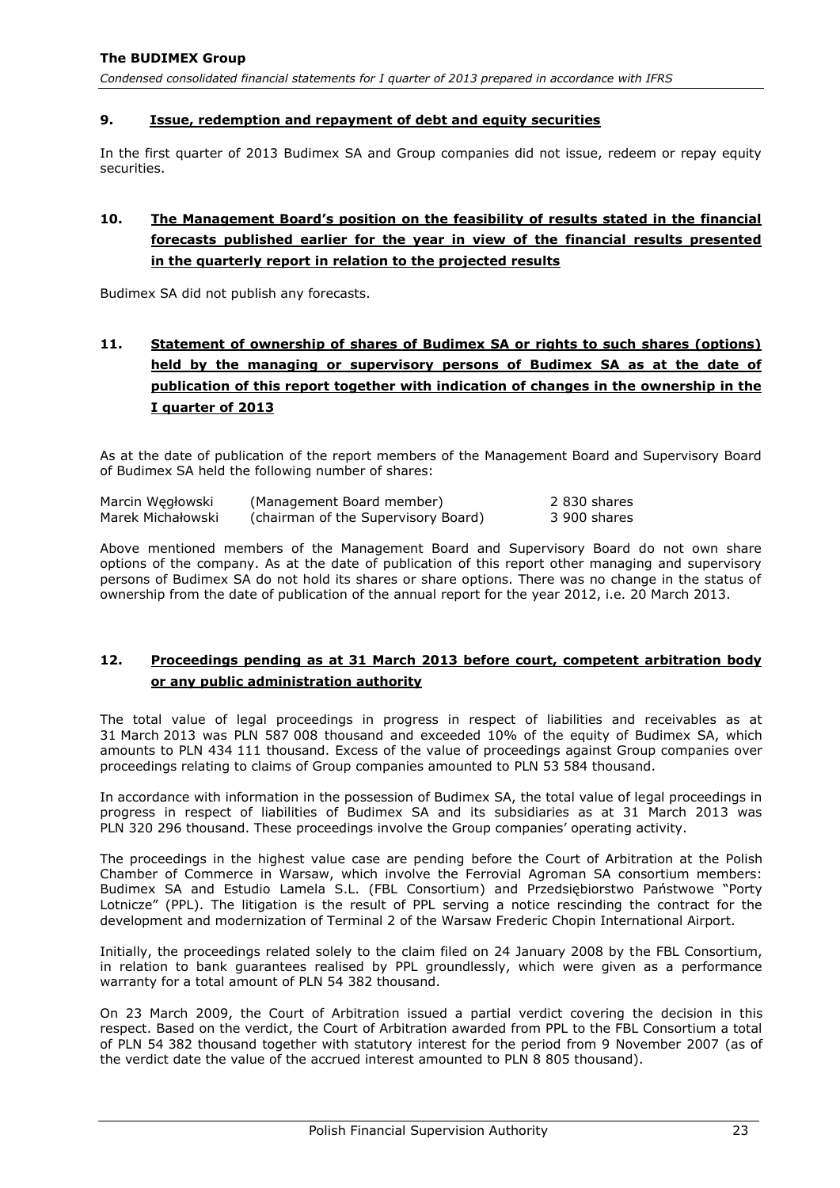## 9. Issue, redemption and repayment of debt and equity securities

In the first quarter of 2013 Budimex SA and Group companies did not issue, redeem or repay equity securities.

## 10. The Management Board's position on the feasibility of results stated in the financial forecasts published earlier for the year in view of the financial results presented in the quarterly report in relation to the projected results

Budimex SA did not publish any forecasts.

## 11. Statement of ownership of shares of Budimex SA or rights to such shares (options) held by the managing or supervisory persons of Budimex SA as at the date of publication of this report together with indication of changes in the ownership in the I quarter of 2013

As at the date of publication of the report members of the Management Board and Supervisory Board of Budimex SA held the following number of shares:

| | | |
|---|---|---|
| Marcin Węgłowski | (Management Board member) | 2 830 shares |
| Marek Michałowski | (chairman of the Supervisory Board) | 3 900 shares |

Above mentioned members of the Management Board and Supervisory Board do not own share options of the company. As at the date of publication of this report other managing and supervisory persons of Budimex SA do not hold its shares or share options. There was no change in the status of ownership from the date of publication of the annual report for the year 2012, i.e. 20 March 2013.

## 12. Proceedings pending as at 31 March 2013 before court, competent arbitration body or any public administration authority

The total value of legal proceedings in progress in respect of liabilities and receivables as at 31 March 2013 was PLN 587 008 thousand and exceeded 10% of the equity of Budimex SA, which amounts to PLN 434 111 thousand. Excess of the value of proceedings against Group companies over proceedings relating to claims of Group companies amounted to PLN 53 584 thousand.

In accordance with information in the possession of Budimex SA, the total value of legal proceedings in progress in respect of liabilities of Budimex SA and its subsidiaries as at 31 March 2013 was PLN 320 296 thousand. These proceedings involve the Group companies' operating activity.

The proceedings in the highest value case are pending before the Court of Arbitration at the Polish Chamber of Commerce in Warsaw, which involve the Ferrovial Agroman SA consortium members: Budimex SA and Estudio Lamela S.L. (FBL Consortium) and Przedsiębiorstwo Państwowe "Porty Lotnicze" (PPL). The litigation is the result of PPL serving a notice rescinding the contract for the development and modernization of Terminal 2 of the Warsaw Frederic Chopin International Airport.

Initially, the proceedings related solely to the claim filed on 24 January 2008 by the FBL Consortium, in relation to bank guarantees realised by PPL groundlessly, which were given as a performance warranty for a total amount of PLN 54 382 thousand.

On 23 March 2009, the Court of Arbitration issued a partial verdict covering the decision in this respect. Based on the verdict, the Court of Arbitration awarded from PPL to the FBL Consortium a total of PLN 54 382 thousand together with statutory interest for the period from 9 November 2007 (as of the verdict date the value of the accrued interest amounted to PLN 8 805 thousand).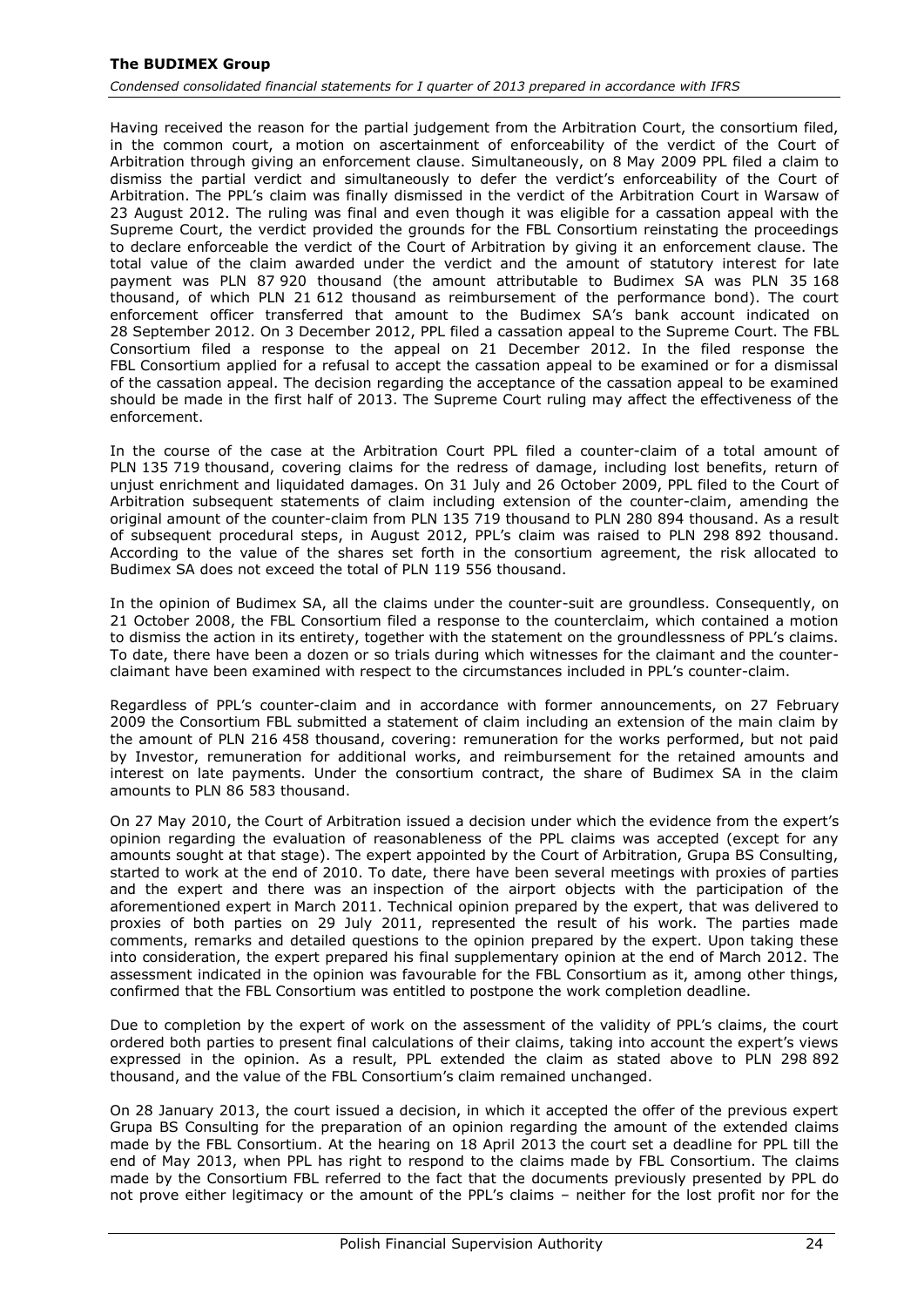Having received the reason for the partial judgement from the Arbitration Court, the consortium filed, in the common court, a motion on ascertainment of enforceability of the verdict of the Court of Arbitration through giving an enforcement clause. Simultaneously, on 8 May 2009 PPL filed a claim to dismiss the partial verdict and simultaneously to defer the verdict's enforceability of the Court of Arbitration. The PPL's claim was finally dismissed in the verdict of the Arbitration Court in Warsaw of 23 August 2012. The ruling was final and even though it was eligible for a cassation appeal with the Supreme Court, the verdict provided the grounds for the FBL Consortium reinstating the proceedings to declare enforceable the verdict of the Court of Arbitration by giving it an enforcement clause. The total value of the claim awarded under the verdict and the amount of statutory interest for late payment was PLN 87 920 thousand (the amount attributable to Budimex SA was PLN 35 168 thousand, of which PLN 21 612 thousand as reimbursement of the performance bond). The court enforcement officer transferred that amount to the Budimex SA's bank account indicated on 28 September 2012. On 3 December 2012, PPL filed a cassation appeal to the Supreme Court. The FBL Consortium filed a response to the appeal on 21 December 2012. In the filed response the FBL Consortium applied for a refusal to accept the cassation appeal to be examined or for a dismissal of the cassation appeal. The decision regarding the acceptance of the cassation appeal to be examined should be made in the first half of 2013. The Supreme Court ruling may affect the effectiveness of the enforcement.

In the course of the case at the Arbitration Court PPL filed a counter-claim of a total amount of PLN 135 719 thousand, covering claims for the redress of damage, including lost benefits, return of unjust enrichment and liquidated damages. On 31 July and 26 October 2009, PPL filed to the Court of Arbitration subsequent statements of claim including extension of the counter-claim, amending the original amount of the counter-claim from PLN 135 719 thousand to PLN 280 894 thousand. As a result of subsequent procedural steps, in August 2012, PPL's claim was raised to PLN 298 892 thousand. According to the value of the shares set forth in the consortium agreement, the risk allocated to Budimex SA does not exceed the total of PLN 119 556 thousand.

In the opinion of Budimex SA, all the claims under the counter-suit are groundless. Consequently, on 21 October 2008, the FBL Consortium filed a response to the counterclaim, which contained a motion to dismiss the action in its entirety, together with the statement on the groundlessness of PPL's claims. To date, there have been a dozen or so trials during which witnesses for the claimant and the counter-claimant have been examined with respect to the circumstances included in PPL's counter-claim.

Regardless of PPL's counter-claim and in accordance with former announcements, on 27 February 2009 the Consortium FBL submitted a statement of claim including an extension of the main claim by the amount of PLN 216 458 thousand, covering: remuneration for the works performed, but not paid by Investor, remuneration for additional works, and reimbursement for the retained amounts and interest on late payments. Under the consortium contract, the share of Budimex SA in the claim amounts to PLN 86 583 thousand.

On 27 May 2010, the Court of Arbitration issued a decision under which the evidence from the expert's opinion regarding the evaluation of reasonableness of the PPL claims was accepted (except for any amounts sought at that stage). The expert appointed by the Court of Arbitration, Grupa BS Consulting, started to work at the end of 2010. To date, there have been several meetings with proxies of parties and the expert and there was an inspection of the airport objects with the participation of the aforementioned expert in March 2011. Technical opinion prepared by the expert, that was delivered to proxies of both parties on 29 July 2011, represented the result of his work. The parties made comments, remarks and detailed questions to the opinion prepared by the expert. Upon taking these into consideration, the expert prepared his final supplementary opinion at the end of March 2012. The assessment indicated in the opinion was favourable for the FBL Consortium as it, among other things, confirmed that the FBL Consortium was entitled to postpone the work completion deadline.

Due to completion by the expert of work on the assessment of the validity of PPL's claims, the court ordered both parties to present final calculations of their claims, taking into account the expert's views expressed in the opinion. As a result, PPL extended the claim as stated above to PLN 298 892 thousand, and the value of the FBL Consortium's claim remained unchanged.

On 28 January 2013, the court issued a decision, in which it accepted the offer of the previous expert Grupa BS Consulting for the preparation of an opinion regarding the amount of the extended claims made by the FBL Consortium. At the hearing on 18 April 2013 the court set a deadline for PPL till the end of May 2013, when PPL has right to respond to the claims made by FBL Consortium. The claims made by the Consortium FBL referred to the fact that the documents previously presented by PPL do not prove either legitimacy or the amount of the PPL's claims – neither for the lost profit nor for the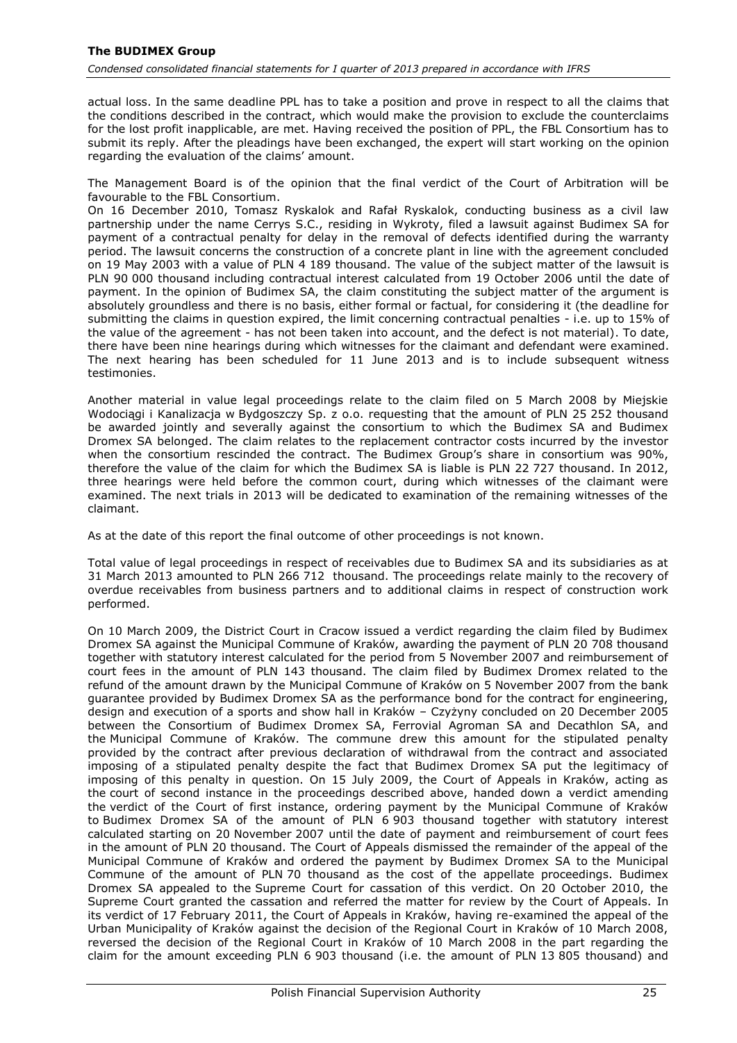actual loss. In the same deadline PPL has to take a position and prove in respect to all the claims that the conditions described in the contract, which would make the provision to exclude the counterclaims for the lost profit inapplicable, are met. Having received the position of PPL, the FBL Consortium has to submit its reply. After the pleadings have been exchanged, the expert will start working on the opinion regarding the evaluation of the claims' amount.

The Management Board is of the opinion that the final verdict of the Court of Arbitration will be favourable to the FBL Consortium.

On 16 December 2010, Tomasz Ryskalok and Rafał Ryskalok, conducting business as a civil law partnership under the name Cerrys S.C., residing in Wykroty, filed a lawsuit against Budimex SA for payment of a contractual penalty for delay in the removal of defects identified during the warranty period. The lawsuit concerns the construction of a concrete plant in line with the agreement concluded on 19 May 2003 with a value of PLN 4 189 thousand. The value of the subject matter of the lawsuit is PLN 90 000 thousand including contractual interest calculated from 19 October 2006 until the date of payment. In the opinion of Budimex SA, the claim constituting the subject matter of the argument is absolutely groundless and there is no basis, either formal or factual, for considering it (the deadline for submitting the claims in question expired, the limit concerning contractual penalties - i.e. up to 15% of the value of the agreement - has not been taken into account, and the defect is not material). To date, there have been nine hearings during which witnesses for the claimant and defendant were examined. The next hearing has been scheduled for 11 June 2013 and is to include subsequent witness testimonies.

Another material in value legal proceedings relate to the claim filed on 5 March 2008 by Miejskie Wodociągi i Kanalizacja w Bydgoszczy Sp. z o.o. requesting that the amount of PLN 25 252 thousand be awarded jointly and severally against the consortium to which the Budimex SA and Budimex Dromex SA belonged. The claim relates to the replacement contractor costs incurred by the investor when the consortium rescinded the contract. The Budimex Group's share in consortium was 90%, therefore the value of the claim for which the Budimex SA is liable is PLN 22 727 thousand. In 2012, three hearings were held before the common court, during which witnesses of the claimant were examined. The next trials in 2013 will be dedicated to examination of the remaining witnesses of the claimant.

As at the date of this report the final outcome of other proceedings is not known.

Total value of legal proceedings in respect of receivables due to Budimex SA and its subsidiaries as at 31 March 2013 amounted to PLN 266 712 thousand. The proceedings relate mainly to the recovery of overdue receivables from business partners and to additional claims in respect of construction work performed.

On 10 March 2009, the District Court in Cracow issued a verdict regarding the claim filed by Budimex Dromex SA against the Municipal Commune of Kraków, awarding the payment of PLN 20 708 thousand together with statutory interest calculated for the period from 5 November 2007 and reimbursement of court fees in the amount of PLN 143 thousand. The claim filed by Budimex Dromex related to the refund of the amount drawn by the Municipal Commune of Kraków on 5 November 2007 from the bank guarantee provided by Budimex Dromex SA as the performance bond for the contract for engineering, design and execution of a sports and show hall in Kraków – Czyżyny concluded on 20 December 2005 between the Consortium of Budimex Dromex SA, Ferrovial Agroman SA and Decathlon SA, and the Municipal Commune of Kraków. The commune drew this amount for the stipulated penalty provided by the contract after previous declaration of withdrawal from the contract and associated imposing of a stipulated penalty despite the fact that Budimex Dromex SA put the legitimacy of imposing of this penalty in question. On 15 July 2009, the Court of Appeals in Kraków, acting as the court of second instance in the proceedings described above, handed down a verdict amending the verdict of the Court of first instance, ordering payment by the Municipal Commune of Kraków to Budimex Dromex SA of the amount of PLN 6 903 thousand together with statutory interest calculated starting on 20 November 2007 until the date of payment and reimbursement of court fees in the amount of PLN 20 thousand. The Court of Appeals dismissed the remainder of the appeal of the Municipal Commune of Kraków and ordered the payment by Budimex Dromex SA to the Municipal Commune of the amount of PLN 70 thousand as the cost of the appellate proceedings. Budimex Dromex SA appealed to the Supreme Court for cassation of this verdict. On 20 October 2010, the Supreme Court granted the cassation and referred the matter for review by the Court of Appeals. In its verdict of 17 February 2011, the Court of Appeals in Kraków, having re-examined the appeal of the Urban Municipality of Kraków against the decision of the Regional Court in Kraków of 10 March 2008, reversed the decision of the Regional Court in Kraków of 10 March 2008 in the part regarding the claim for the amount exceeding PLN 6 903 thousand (i.e. the amount of PLN 13 805 thousand) and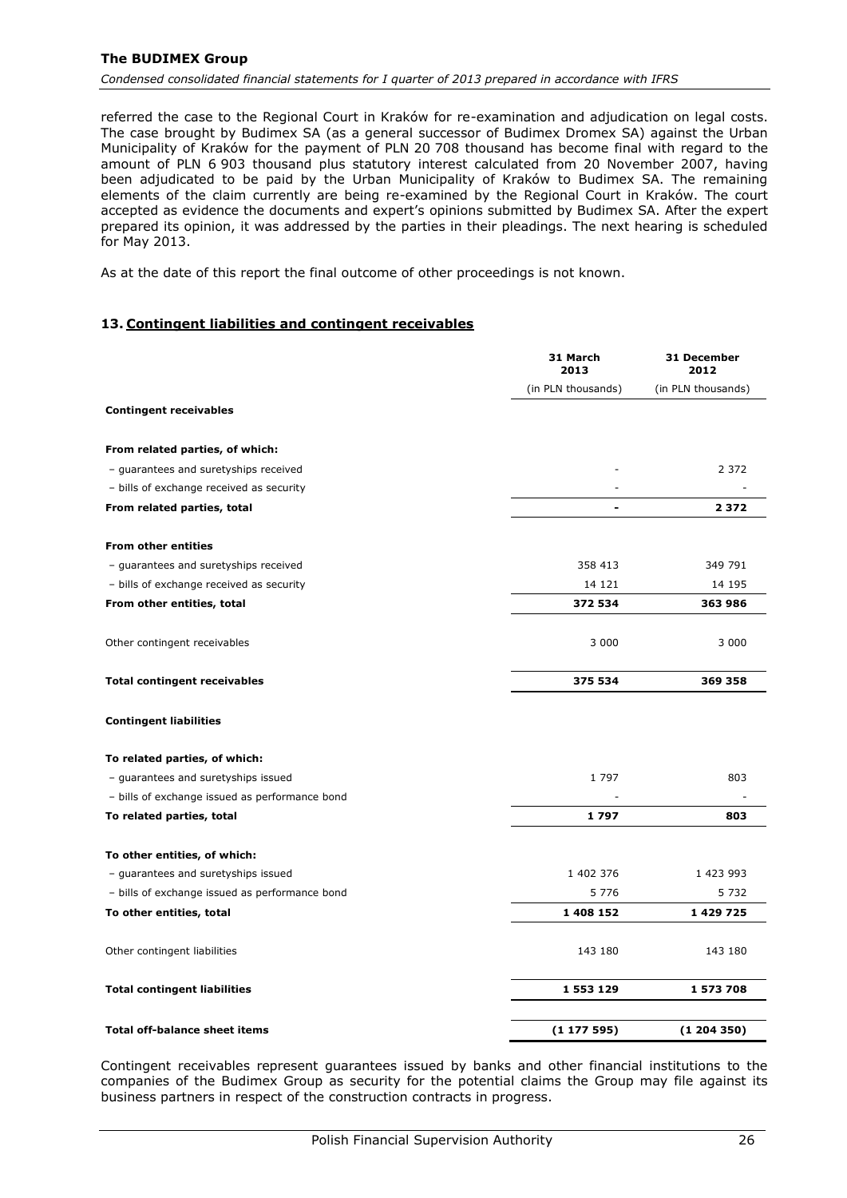referred the case to the Regional Court in Kraków for re-examination and adjudication on legal costs. The case brought by Budimex SA (as a general successor of Budimex Dromex SA) against the Urban Municipality of Kraków for the payment of PLN 20 708 thousand has become final with regard to the amount of PLN 6 903 thousand plus statutory interest calculated from 20 November 2007, having been adjudicated to be paid by the Urban Municipality of Kraków to Budimex SA. The remaining elements of the claim currently are being re-examined by the Regional Court in Kraków. The court accepted as evidence the documents and expert's opinions submitted by Budimex SA. After the expert prepared its opinion, it was addressed by the parties in their pleadings. The next hearing is scheduled for May 2013.

As at the date of this report the final outcome of other proceedings is not known.

## 13. Contingent liabilities and contingent receivables

| | 31 March 2013 | 31 December 2012 |
|---|---|---|
| | (in PLN thousands) | (in PLN thousands) |
| **Contingent receivables** | | |
| **From related parties, of which:** | | |
| – guarantees and suretyships received | - | 2 372 |
| – bills of exchange received as security | - | - |
| **From related parties, total** | **-** | **2 372** |
| **From other entities** | | |
| – guarantees and suretyships received | 358 413 | 349 791 |
| – bills of exchange received as security | 14 121 | 14 195 |
| **From other entities, total** | **372 534** | **363 986** |
| Other contingent receivables | 3 000 | 3 000 |
| **Total contingent receivables** | **375 534** | **369 358** |
| **Contingent liabilities** | | |
| **To related parties, of which:** | | |
| – guarantees and suretyships issued | 1 797 | 803 |
| – bills of exchange issued as performance bond | - | - |
| **To related parties, total** | **1 797** | **803** |
| **To other entities, of which:** | | |
| – guarantees and suretyships issued | 1 402 376 | 1 423 993 |
| – bills of exchange issued as performance bond | 5 776 | 5 732 |
| **To other entities, total** | **1 408 152** | **1 429 725** |
| Other contingent liabilities | 143 180 | 143 180 |
| **Total contingent liabilities** | **1 553 129** | **1 573 708** |
| **Total off-balance sheet items** | **(1 177 595)** | **(1 204 350)** |

Contingent receivables represent guarantees issued by banks and other financial institutions to the companies of the Budimex Group as security for the potential claims the Group may file against its business partners in respect of the construction contracts in progress.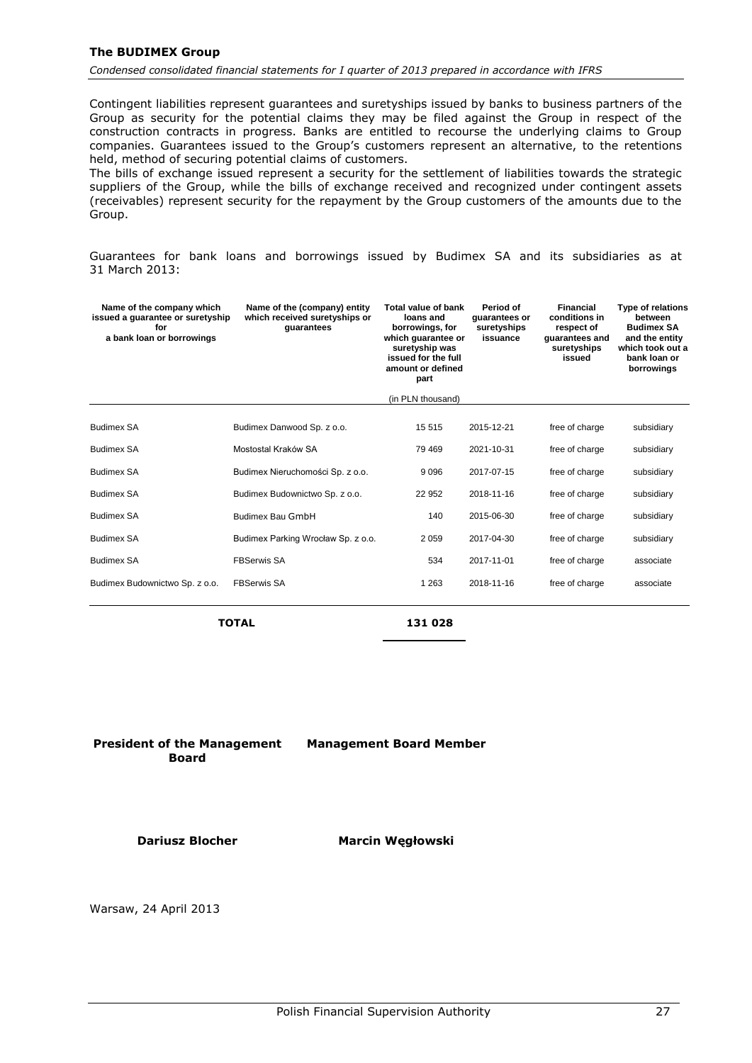Contingent liabilities represent guarantees and suretyships issued by banks to business partners of the Group as security for the potential claims they may be filed against the Group in respect of the construction contracts in progress. Banks are entitled to recourse the underlying claims to Group companies. Guarantees issued to the Group's customers represent an alternative, to the retentions held, method of securing potential claims of customers.

The bills of exchange issued represent a security for the settlement of liabilities towards the strategic suppliers of the Group, while the bills of exchange received and recognized under contingent assets (receivables) represent security for the repayment by the Group customers of the amounts due to the Group.

Guarantees for bank loans and borrowings issued by Budimex SA and its subsidiaries as at 31 March 2013:

| Name of the company which issued a guarantee or suretyship for a bank loan or borrowings | Name of the (company) entity which received suretyships or guarantees | Total value of bank loans and borrowings, for which guarantee or suretyship was issued for the full amount or defined part (in PLN thousand) | Period of guarantees or suretyships issuance | Financial conditions in respect of guarantees and suretyships issued | Type of relations between Budimex SA and the entity which took out a bank loan or borrowings |
|---|---|---|---|---|---|
| Budimex SA | Budimex Danwood Sp. z o.o. | 15 515 | 2015-12-21 | free of charge | subsidiary |
| Budimex SA | Mostostal Kraków SA | 79 469 | 2021-10-31 | free of charge | subsidiary |
| Budimex SA | Budimex Nieruchomości Sp. z o.o. | 9 096 | 2017-07-15 | free of charge | subsidiary |
| Budimex SA | Budimex Budownictwo Sp. z o.o. | 22 952 | 2018-11-16 | free of charge | subsidiary |
| Budimex SA | Budimex Bau GmbH | 140 | 2015-06-30 | free of charge | subsidiary |
| Budimex SA | Budimex Parking Wrocław Sp. z o.o. | 2 059 | 2017-04-30 | free of charge | subsidiary |
| Budimex SA | FBSerwis SA | 534 | 2017-11-01 | free of charge | associate |
| Budimex Budownictwo Sp. z o.o. | FBSerwis SA | 1 263 | 2018-11-16 | free of charge | associate |
| | **TOTAL** | **131 028** | | | |

**President of the Management Board** | **Management Board Member**

**Dariusz Blocher** | **Marcin Węgłowski**

Warsaw, 24 April 2013